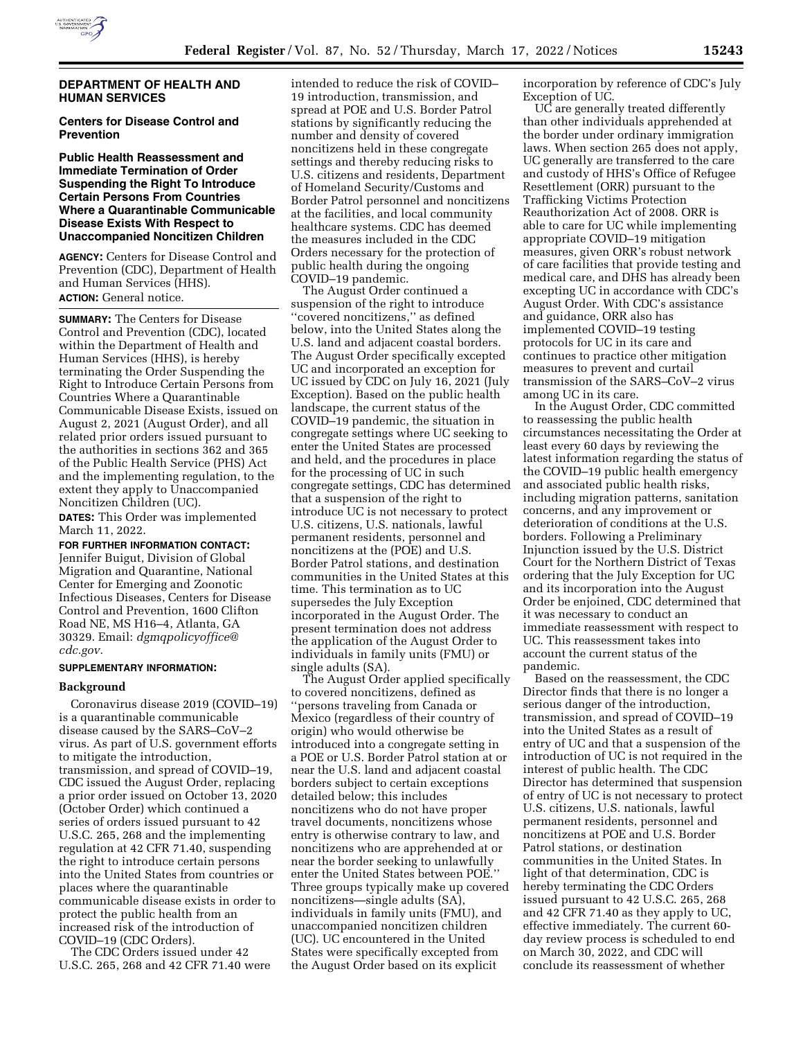## DEPARTMENT OF HEALTH AND HUMAN SERVICES

### Centers for Disease Control and Prevention

### Public Health Reassessment and Immediate Termination of Order Suspending the Right To Introduce Certain Persons From Countries Where a Quarantinable Communicable Disease Exists With Respect to Unaccompanied Noncitizen Children

**AGENCY:** Centers for Disease Control and Prevention (CDC), Department of Health and Human Services (HHS).

**ACTION:** General notice.

**SUMMARY:** The Centers for Disease Control and Prevention (CDC), located within the Department of Health and Human Services (HHS), is hereby terminating the Order Suspending the Right to Introduce Certain Persons from Countries Where a Quarantinable Communicable Disease Exists, issued on August 2, 2021 (August Order), and all related prior orders issued pursuant to the authorities in sections 362 and 365 of the Public Health Service (PHS) Act and the implementing regulation, to the extent they apply to Unaccompanied Noncitizen Children (UC).

**DATES:** This Order was implemented March 11, 2022.

**FOR FURTHER INFORMATION CONTACT:** Jennifer Buigut, Division of Global Migration and Quarantine, National Center for Emerging and Zoonotic Infectious Diseases, Centers for Disease Control and Prevention, 1600 Clifton Road NE, MS H16–4, Atlanta, GA 30329. Email: *dgmqpolicyoffice@cdc.gov.*

**SUPPLEMENTARY INFORMATION:**

#### Background

Coronavirus disease 2019 (COVID–19) is a quarantinable communicable disease caused by the SARS–CoV–2 virus. As part of U.S. government efforts to mitigate the introduction, transmission, and spread of COVID–19, CDC issued the August Order, replacing a prior order issued on October 13, 2020 (October Order) which continued a series of orders issued pursuant to 42 U.S.C. 265, 268 and the implementing regulation at 42 CFR 71.40, suspending the right to introduce certain persons into the United States from countries or places where the quarantinable communicable disease exists in order to protect the public health from an increased risk of the introduction of COVID–19 (CDC Orders).

The CDC Orders issued under 42 U.S.C. 265, 268 and 42 CFR 71.40 were intended to reduce the risk of COVID–19 introduction, transmission, and spread at POE and U.S. Border Patrol stations by significantly reducing the number and density of covered noncitizens held in these congregate settings and thereby reducing risks to U.S. citizens and residents, Department of Homeland Security/Customs and Border Patrol personnel and noncitizens at the facilities, and local community healthcare systems. CDC has deemed the measures included in the CDC Orders necessary for the protection of public health during the ongoing COVID–19 pandemic.

The August Order continued a suspension of the right to introduce ''covered noncitizens,'' as defined below, into the United States along the U.S. land and adjacent coastal borders. The August Order specifically excepted UC and incorporated an exception for UC issued by CDC on July 16, 2021 (July Exception). Based on the public health landscape, the current status of the COVID–19 pandemic, the situation in congregate settings where UC seeking to enter the United States are processed and held, and the procedures in place for the processing of UC in such congregate settings, CDC has determined that a suspension of the right to introduce UC is not necessary to protect U.S. citizens, U.S. nationals, lawful permanent residents, personnel and noncitizens at the (POE) and U.S. Border Patrol stations, and destination communities in the United States at this time. This termination as to UC supersedes the July Exception incorporated in the August Order. The present termination does not address the application of the August Order to individuals in family units (FMU) or single adults (SA).

The August Order applied specifically to covered noncitizens, defined as ''persons traveling from Canada or Mexico (regardless of their country of origin) who would otherwise be introduced into a congregate setting in a POE or U.S. Border Patrol station at or near the U.S. land and adjacent coastal borders subject to certain exceptions detailed below; this includes noncitizens who do not have proper travel documents, noncitizens whose entry is otherwise contrary to law, and noncitizens who are apprehended at or near the border seeking to unlawfully enter the United States between POE.'' Three groups typically make up covered noncitizens—single adults (SA), individuals in family units (FMU), and unaccompanied noncitizen children (UC). UC encountered in the United States were specifically excepted from the August Order based on its explicit incorporation by reference of CDC's July Exception of UC.

UC are generally treated differently than other individuals apprehended at the border under ordinary immigration laws. When section 265 does not apply, UC generally are transferred to the care and custody of HHS's Office of Refugee Resettlement (ORR) pursuant to the Trafficking Victims Protection Reauthorization Act of 2008. ORR is able to care for UC while implementing appropriate COVID–19 mitigation measures, given ORR's robust network of care facilities that provide testing and medical care, and DHS has already been excepting UC in accordance with CDC's August Order. With CDC's assistance and guidance, ORR also has implemented COVID–19 testing protocols for UC in its care and continues to practice other mitigation measures to prevent and curtail transmission of the SARS–CoV–2 virus among UC in its care.

In the August Order, CDC committed to reassessing the public health circumstances necessitating the Order at least every 60 days by reviewing the latest information regarding the status of the COVID–19 public health emergency and associated public health risks, including migration patterns, sanitation concerns, and any improvement or deterioration of conditions at the U.S. borders. Following a Preliminary Injunction issued by the U.S. District Court for the Northern District of Texas ordering that the July Exception for UC and its incorporation into the August Order be enjoined, CDC determined that it was necessary to conduct an immediate reassessment with respect to UC. This reassessment takes into account the current status of the pandemic.

Based on the reassessment, the CDC Director finds that there is no longer a serious danger of the introduction, transmission, and spread of COVID–19 into the United States as a result of entry of UC and that a suspension of the introduction of UC is not required in the interest of public health. The CDC Director has determined that suspension of entry of UC is not necessary to protect U.S. citizens, U.S. nationals, lawful permanent residents, personnel and noncitizens at POE and U.S. Border Patrol stations, or destination communities in the United States. In light of that determination, CDC is hereby terminating the CDC Orders issued pursuant to 42 U.S.C. 265, 268 and 42 CFR 71.40 as they apply to UC, effective immediately. The current 60-day review process is scheduled to end on March 30, 2022, and CDC will conclude its reassessment of whether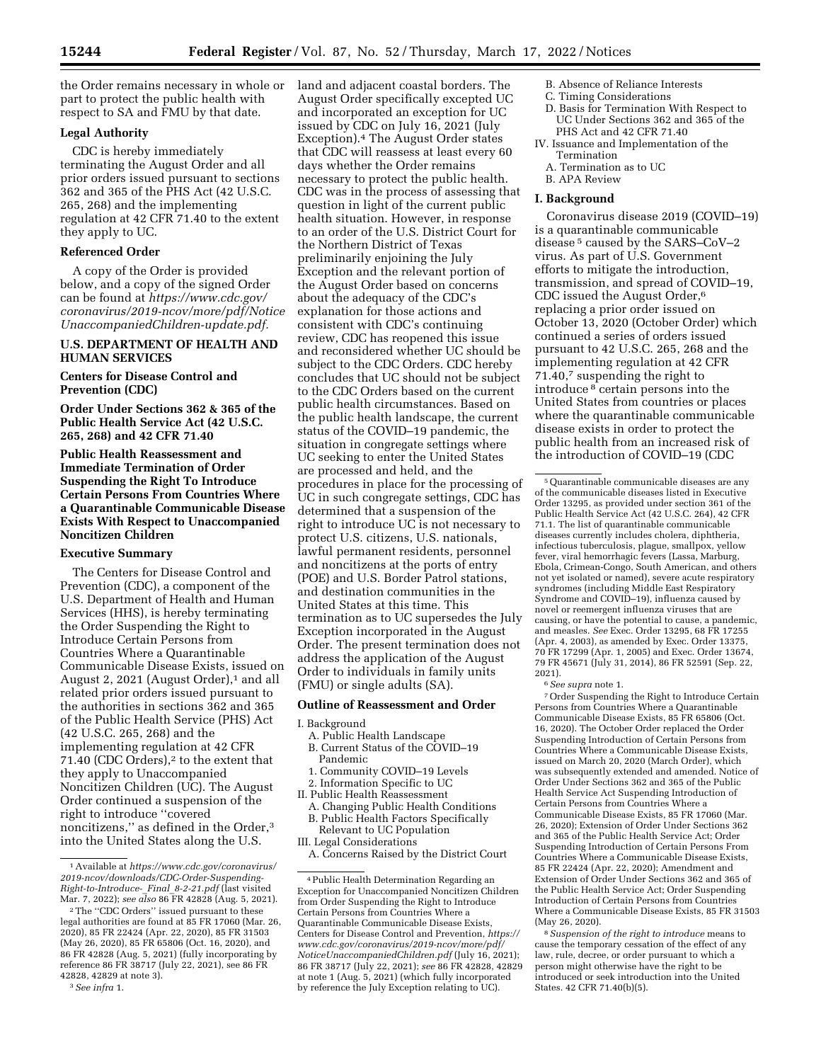the Order remains necessary in whole or part to protect the public health with respect to SA and FMU by that date.

**Legal Authority**

CDC is hereby immediately terminating the August Order and all prior orders issued pursuant to sections 362 and 365 of the PHS Act (42 U.S.C. 265, 268) and the implementing regulation at 42 CFR 71.40 to the extent they apply to UC.

**Referenced Order**

A copy of the Order is provided below, and a copy of the signed Order can be found at *https://www.cdc.gov/coronavirus/2019-ncov/more/pdf/NoticeUnaccompaniedChildren-update.pdf.*

**U.S. DEPARTMENT OF HEALTH AND HUMAN SERVICES**

**Centers for Disease Control and Prevention (CDC)**

**Order Under Sections 362 & 365 of the Public Health Service Act (42 U.S.C. 265, 268) and 42 CFR 71.40**

**Public Health Reassessment and Immediate Termination of Order Suspending the Right To Introduce Certain Persons From Countries Where a Quarantinable Communicable Disease Exists With Respect to Unaccompanied Noncitizen Children**

**Executive Summary**

The Centers for Disease Control and Prevention (CDC), a component of the U.S. Department of Health and Human Services (HHS), is hereby terminating the Order Suspending the Right to Introduce Certain Persons from Countries Where a Quarantinable Communicable Disease Exists, issued on August 2, 2021 (August Order),[1] and all related prior orders issued pursuant to the authorities in sections 362 and 365 of the Public Health Service (PHS) Act (42 U.S.C. 265, 268) and the implementing regulation at 42 CFR 71.40 (CDC Orders),[2] to the extent that they apply to Unaccompanied Noncitizen Children (UC). The August Order continued a suspension of the right to introduce ''covered noncitizens,'' as defined in the Order,[3] into the United States along the U.S. land and adjacent coastal borders. The August Order specifically excepted UC and incorporated an exception for UC issued by CDC on July 16, 2021 (July Exception).[4] The August Order states that CDC will reassess at least every 60 days whether the Order remains necessary to protect the public health. CDC was in the process of assessing that question in light of the current public health situation. However, in response to an order of the U.S. District Court for the Northern District of Texas preliminarily enjoining the July Exception and the relevant portion of the August Order based on concerns about the adequacy of the CDC's explanation for those actions and consistent with CDC's continuing review, CDC has reopened this issue and reconsidered whether UC should be subject to the CDC Orders. CDC hereby concludes that UC should not be subject to the CDC Orders based on the current public health circumstances. Based on the public health landscape, the current status of the COVID–19 pandemic, the situation in congregate settings where UC seeking to enter the United States are processed and held, and the procedures in place for the processing of UC in such congregate settings, CDC has determined that a suspension of the right to introduce UC is not necessary to protect U.S. citizens, U.S. nationals, lawful permanent residents, personnel and noncitizens at the ports of entry (POE) and U.S. Border Patrol stations, and destination communities in the United States at this time. This termination as to UC supersedes the July Exception incorporated in the August Order. The present termination does not address the application of the August Order to individuals in family units (FMU) or single adults (SA).

**Outline of Reassessment and Order**

I. Background
 A. Public Health Landscape
 B. Current Status of the COVID–19 Pandemic
 1. Community COVID–19 Levels
 2. Information Specific to UC
II. Public Health Reassessment
 A. Changing Public Health Conditions
 B. Public Health Factors Specifically Relevant to UC Population
III. Legal Considerations
 A. Concerns Raised by the District Court
 B. Absence of Reliance Interests
 C. Timing Considerations
 D. Basis for Termination With Respect to UC Under Sections 362 and 365 of the PHS Act and 42 CFR 71.40
IV. Issuance and Implementation of the Termination
 A. Termination as to UC
 B. APA Review

**I. Background**

Coronavirus disease 2019 (COVID–19) is a quarantinable communicable disease[5] caused by the SARS–CoV–2 virus. As part of U.S. Government efforts to mitigate the introduction, transmission, and spread of COVID–19, CDC issued the August Order,[6] replacing a prior order issued on October 13, 2020 (October Order) which continued a series of orders issued pursuant to 42 U.S.C. 265, 268 and the implementing regulation at 42 CFR 71.40,[7] suspending the right to introduce[8] certain persons into the United States from countries or places where the quarantinable communicable disease exists in order to protect the public health from an increased risk of the introduction of COVID–19 (CDC

---

[1] Available at *https://www.cdc.gov/coronavirus/2019-ncov/downloads/CDC-Order-Suspending-Right-to-Introduce-_Final_8-2-21.pdf* (last visited Mar. 7, 2022); *see also* 86 FR 42828 (Aug. 5, 2021).

[2] The ''CDC Orders'' issued pursuant to these legal authorities are found at 85 FR 17060 (Mar. 26, 2020), 85 FR 22424 (Apr. 22, 2020), 85 FR 31503 (May 26, 2020), 85 FR 65806 (Oct. 16, 2020), and 86 FR 42828 (Aug. 5, 2021) (fully incorporating by reference 86 FR 38717 (July 22, 2021), see 86 FR 42828, 42829 at note 3).

[3] *See infra* 1.

[4] Public Health Determination Regarding an Exception for Unaccompanied Noncitizen Children from Order Suspending the Right to Introduce Certain Persons from Countries Where a Quarantinable Communicable Disease Exists, Centers for Disease Control and Prevention, *https://www.cdc.gov/coronavirus/2019-ncov/more/pdf/NoticeUnaccompaniedChildren.pdf* (July 16, 2021); 86 FR 38717 (July 22, 2021); *see* 86 FR 42828, 42829 at note 1 (Aug. 5, 2021) (which fully incorporated by reference the July Exception relating to UC).

[5] Quarantinable communicable diseases are any of the communicable diseases listed in Executive Order 13295, as provided under section 361 of the Public Health Service Act (42 U.S.C. 264), 42 CFR 71.1. The list of quarantinable communicable diseases currently includes cholera, diphtheria, infectious tuberculosis, plague, smallpox, yellow fever, viral hemorrhagic fevers (Lassa, Marburg, Ebola, Crimean-Congo, South American, and others not yet isolated or named), severe acute respiratory syndromes (including Middle East Respiratory Syndrome and COVID–19), influenza caused by novel or reemergent influenza viruses that are causing, or have the potential to cause, a pandemic, and measles. *See* Exec. Order 13295, 68 FR 17255 (Apr. 4, 2003), as amended by Exec. Order 13375, 70 FR 17299 (Apr. 1, 2005) and Exec. Order 13674, 79 FR 45671 (July 31, 2014), 86 FR 52591 (Sep. 22, 2021).

[6] *See supra* note 1.

[7] Order Suspending the Right to Introduce Certain Persons from Countries Where a Quarantinable Communicable Disease Exists, 85 FR 65806 (Oct. 16, 2020). The October Order replaced the Order Suspending Introduction of Certain Persons from Countries Where a Communicable Disease Exists, issued on March 20, 2020 (March Order), which was subsequently extended and amended. Notice of Order Under Sections 362 and 365 of the Public Health Service Act Suspending Introduction of Certain Persons from Countries Where a Communicable Disease Exists, 85 FR 17060 (Mar. 26, 2020); Extension of Order Under Sections 362 and 365 of the Public Health Service Act; Order Suspending Introduction of Certain Persons From Countries Where a Communicable Disease Exists, 85 FR 22424 (Apr. 22, 2020); Amendment and Extension of Order Under Sections 362 and 365 of the Public Health Service Act; Order Suspending Introduction of Certain Persons from Countries Where a Communicable Disease Exists, 85 FR 31503 (May 26, 2020).

[8] *Suspension of the right to introduce* means to cause the temporary cessation of the effect of any law, rule, decree, or order pursuant to which a person might otherwise have the right to be introduced or seek introduction into the United States. 42 CFR 71.40(b)(5).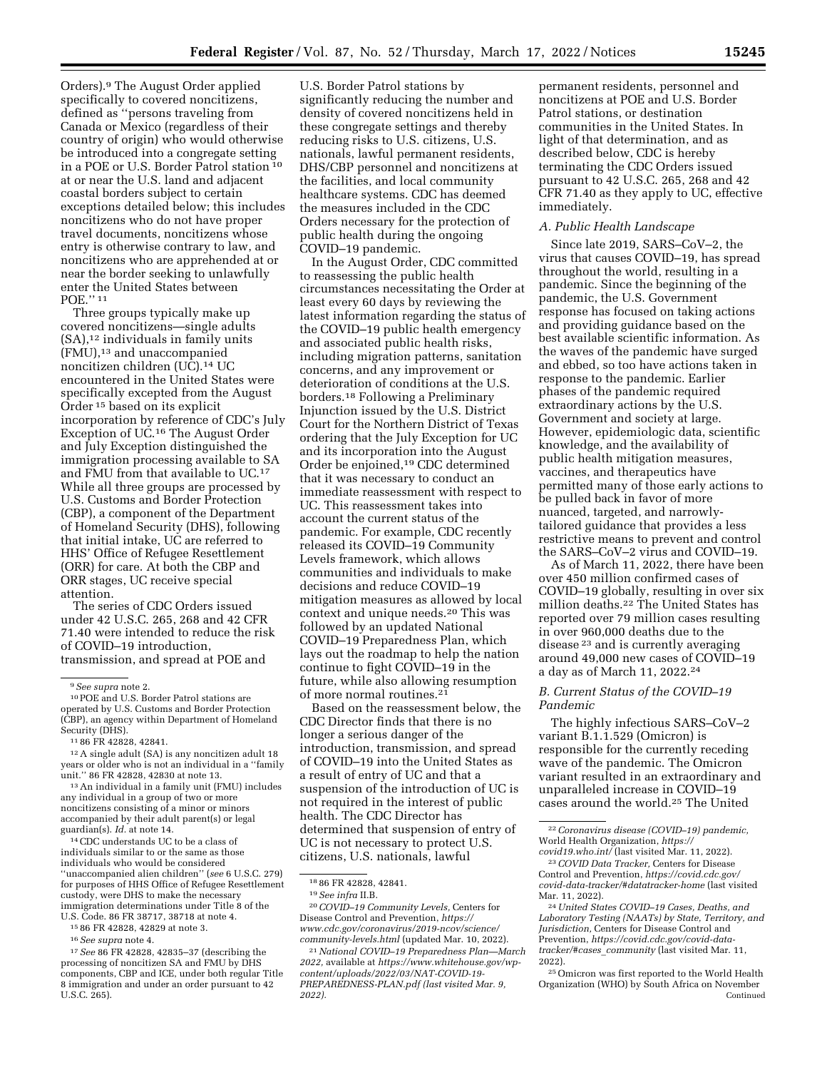Orders).[9] The August Order applied specifically to covered noncitizens, defined as ''persons traveling from Canada or Mexico (regardless of their country of origin) who would otherwise be introduced into a congregate setting in a POE or U.S. Border Patrol station [10] at or near the U.S. land and adjacent coastal borders subject to certain exceptions detailed below; this includes noncitizens who do not have proper travel documents, noncitizens whose entry is otherwise contrary to law, and noncitizens who are apprehended at or near the border seeking to unlawfully enter the United States between POE.'' [11]

Three groups typically make up covered noncitizens—single adults (SA),[12] individuals in family units (FMU),[13] and unaccompanied noncitizen children (UC).[14] UC encountered in the United States were specifically excepted from the August Order [15] based on its explicit incorporation by reference of CDC's July Exception of UC.[16] The August Order and July Exception distinguished the immigration processing available to SA and FMU from that available to UC.[17] While all three groups are processed by U.S. Customs and Border Protection (CBP), a component of the Department of Homeland Security (DHS), following that initial intake, UC are referred to HHS' Office of Refugee Resettlement (ORR) for care. At both the CBP and ORR stages, UC receive special attention.

The series of CDC Orders issued under 42 U.S.C. 265, 268 and 42 CFR 71.40 were intended to reduce the risk of COVID–19 introduction, transmission, and spread at POE and U.S. Border Patrol stations by significantly reducing the number and density of covered noncitizens held in these congregate settings and thereby reducing risks to U.S. citizens, U.S. nationals, lawful permanent residents, DHS/CBP personnel and noncitizens at the facilities, and local community healthcare systems. CDC has deemed the measures included in the CDC Orders necessary for the protection of public health during the ongoing COVID–19 pandemic.

In the August Order, CDC committed to reassessing the public health circumstances necessitating the Order at least every 60 days by reviewing the latest information regarding the status of the COVID–19 public health emergency and associated public health risks, including migration patterns, sanitation concerns, and any improvement or deterioration of conditions at the U.S. borders.[18] Following a Preliminary Injunction issued by the U.S. District Court for the Northern District of Texas ordering that the July Exception for UC and its incorporation into the August Order be enjoined,[19] CDC determined that it was necessary to conduct an immediate reassessment with respect to UC. This reassessment takes into account the current status of the pandemic. For example, CDC recently released its COVID–19 Community Levels framework, which allows communities and individuals to make decisions and reduce COVID–19 mitigation measures as allowed by local context and unique needs.[20] This was followed by an updated National COVID–19 Preparedness Plan, which lays out the roadmap to help the nation continue to fight COVID–19 in the future, while also allowing resumption of more normal routines.[21]

Based on the reassessment below, the CDC Director finds that there is no longer a serious danger of the introduction, transmission, and spread of COVID–19 into the United States as a result of entry of UC and that a suspension of the introduction of UC is not required in the interest of public health. The CDC Director has determined that suspension of entry of UC is not necessary to protect U.S. citizens, U.S. nationals, lawful permanent residents, personnel and noncitizens at POE and U.S. Border Patrol stations, or destination communities in the United States. In light of that determination, and as described below, CDC is hereby terminating the CDC Orders issued pursuant to 42 U.S.C. 265, 268 and 42 CFR 71.40 as they apply to UC, effective immediately.

### *A. Public Health Landscape*

Since late 2019, SARS–CoV–2, the virus that causes COVID–19, has spread throughout the world, resulting in a pandemic. Since the beginning of the pandemic, the U.S. Government response has focused on taking actions and providing guidance based on the best available scientific information. As the waves of the pandemic have surged and ebbed, so too have actions taken in response to the pandemic. Earlier phases of the pandemic required extraordinary actions by the U.S. Government and society at large. However, epidemiologic data, scientific knowledge, and the availability of public health mitigation measures, vaccines, and therapeutics have permitted many of those early actions to be pulled back in favor of more nuanced, targeted, and narrowly-tailored guidance that provides a less restrictive means to prevent and control the SARS–CoV–2 virus and COVID–19.

As of March 11, 2022, there have been over 450 million confirmed cases of COVID–19 globally, resulting in over six million deaths.[22] The United States has reported over 79 million cases resulting in over 960,000 deaths due to the disease [23] and is currently averaging around 49,000 new cases of COVID–19 a day as of March 11, 2022.[24]

### *B. Current Status of the COVID–19 Pandemic*

The highly infectious SARS–CoV–2 variant B.1.1.529 (Omicron) is responsible for the currently receding wave of the pandemic. The Omicron variant resulted in an extraordinary and unparalleled increase in COVID–19 cases around the world.[25] The United

---

[9] *See supra* note 2.

[10] POE and U.S. Border Patrol stations are operated by U.S. Customs and Border Protection (CBP), an agency within Department of Homeland Security (DHS).

[11] 86 FR 42828, 42841.

[12] A single adult (SA) is any noncitizen adult 18 years or older who is not an individual in a ''family unit.'' 86 FR 42828, 42830 at note 13.

[13] An individual in a family unit (FMU) includes any individual in a group of two or more noncitizens consisting of a minor or minors accompanied by their adult parent(s) or legal guardian(s). *Id.* at note 14.

[14] CDC understands UC to be a class of individuals similar to or the same as those individuals who would be considered ''unaccompanied alien children'' (*see* 6 U.S.C. 279) for purposes of HHS Office of Refugee Resettlement custody, were DHS to make the necessary immigration determinations under Title 8 of the U.S. Code. 86 FR 38717, 38718 at note 4.

[15] 86 FR 42828, 42829 at note 3.

[16] *See supra* note 4.

[17] *See* 86 FR 42828, 42835–37 (describing the processing of noncitizen SA and FMU by DHS components, CBP and ICE, under both regular Title 8 immigration and under an order pursuant to 42 U.S.C. 265).

[18] 86 FR 42828, 42841.

[19] *See infra* II.B.

[20] *COVID–19 Community Levels,* Centers for Disease Control and Prevention, *https://www.cdc.gov/coronavirus/2019-ncov/science/community-levels.html* (updated Mar. 10, 2022).

[21] *National COVID–19 Preparedness Plan—March 2022,* available at *https://www.whitehouse.gov/wp-content/uploads/2022/03/NAT-COVID-19-PREPAREDNESS-PLAN.pdf (last visited Mar. 9, 2022).*

[22] *Coronavirus disease (COVID–19) pandemic,* World Health Organization, *https://covid19.who.int/* (last visited Mar. 11, 2022).

[23] *COVID Data Tracker,* Centers for Disease Control and Prevention, *https://covid.cdc.gov/covid-data-tracker/#datatracker-home* (last visited Mar. 11, 2022).

[24] *United States COVID–19 Cases, Deaths, and Laboratory Testing (NAATs) by State, Territory, and Jurisdiction,* Centers for Disease Control and Prevention, *https://covid.cdc.gov/covid-data-tracker/#cases_community* (last visited Mar. 11, 2022).

[25] Omicron was first reported to the World Health Organization (WHO) by South Africa on November
Continued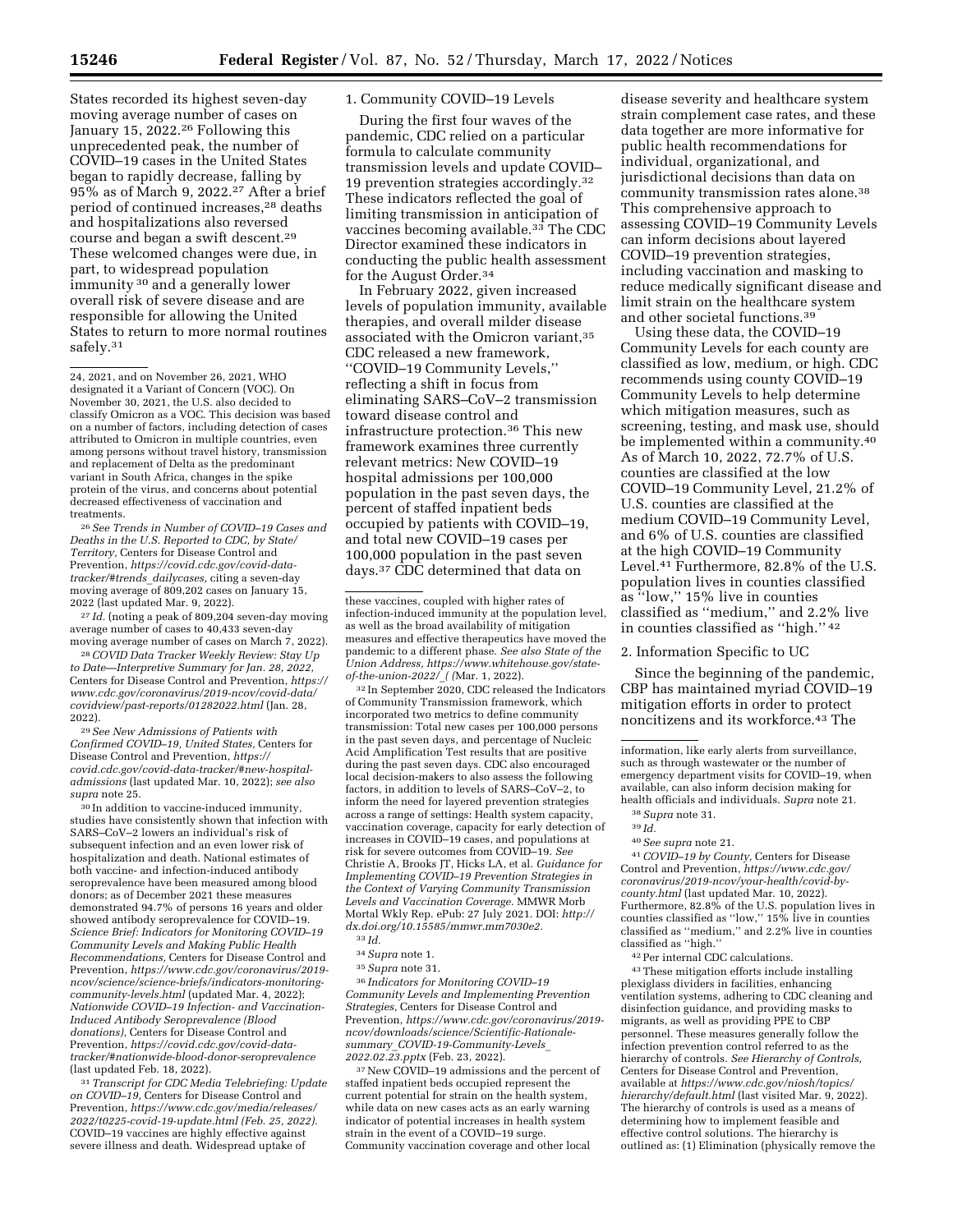States recorded its highest seven-day moving average number of cases on January 15, 2022.[26] Following this unprecedented peak, the number of COVID–19 cases in the United States began to rapidly decrease, falling by 95% as of March 9, 2022.[27] After a brief period of continued increases,[28] deaths and hospitalizations also reversed course and began a swift descent.[29] These welcomed changes were due, in part, to widespread population immunity [30] and a generally lower overall risk of severe disease and are responsible for allowing the United States to return to more normal routines safely.[31]

### 1. Community COVID–19 Levels

During the first four waves of the pandemic, CDC relied on a particular formula to calculate community transmission levels and update COVID–19 prevention strategies accordingly.[32] These indicators reflected the goal of limiting transmission in anticipation of vaccines becoming available.[33] The CDC Director examined these indicators in conducting the public health assessment for the August Order.[34]

In February 2022, given increased levels of population immunity, available therapies, and overall milder disease associated with the Omicron variant,[35] CDC released a new framework, ''COVID–19 Community Levels,'' reflecting a shift in focus from eliminating SARS–CoV–2 transmission toward disease control and infrastructure protection.[36] This new framework examines three currently relevant metrics: New COVID–19 hospital admissions per 100,000 population in the past seven days, the percent of staffed inpatient beds occupied by patients with COVID–19, and total new COVID–19 cases per 100,000 population in the past seven days.[37] CDC determined that data on disease severity and healthcare system strain complement case rates, and these data together are more informative for public health recommendations for individual, organizational, and jurisdictional decisions than data on community transmission rates alone.[38] This comprehensive approach to assessing COVID–19 Community Levels can inform decisions about layered COVID–19 prevention strategies, including vaccination and masking to reduce medically significant disease and limit strain on the healthcare system and other societal functions.[39]

Using these data, the COVID–19 Community Levels for each county are classified as low, medium, or high. CDC recommends using county COVID–19 Community Levels to help determine which mitigation measures, such as screening, testing, and mask use, should be implemented within a community.[40] As of March 10, 2022, 72.7% of U.S. counties are classified at the low COVID–19 Community Level, 21.2% of U.S. counties are classified at the medium COVID–19 Community Level, and 6% of U.S. counties are classified at the high COVID–19 Community Level.[41] Furthermore, 82.8% of the U.S. population lives in counties classified as ''low,'' 15% live in counties classified as ''medium,'' and 2.2% live in counties classified as ''high.'' [42]

### 2. Information Specific to UC

Since the beginning of the pandemic, CBP has maintained myriad COVID–19 mitigation efforts in order to protect noncitizens and its workforce.[43] The

---

24, 2021, and on November 26, 2021, WHO designated it a Variant of Concern (VOC). On November 30, 2021, the U.S. also decided to classify Omicron as a VOC. This decision was based on a number of factors, including detection of cases attributed to Omicron in multiple countries, even among persons without travel history, transmission and replacement of Delta as the predominant variant in South Africa, changes in the spike protein of the virus, and concerns about potential decreased effectiveness of vaccination and treatments.

[26] *See Trends in Number of COVID–19 Cases and Deaths in the U.S. Reported to CDC, by State/Territory,* Centers for Disease Control and Prevention, *https://covid.cdc.gov/covid-data-tracker/#trends_dailycases,* citing a seven-day moving average of 809,202 cases on January 15, 2022 (last updated Mar. 9, 2022).

[27] *Id.* (noting a peak of 809,204 seven-day moving average number of cases to 40,433 seven-day moving average number of cases on March 7, 2022).

[28] *COVID Data Tracker Weekly Review: Stay Up to Date—Interpretive Summary for Jan. 28, 2022,* Centers for Disease Control and Prevention, *https://www.cdc.gov/coronavirus/2019-ncov/covid-data/covidview/past-reports/01282022.html* (Jan. 28, 2022).

[29] *See New Admissions of Patients with Confirmed COVID–19, United States,* Centers for Disease Control and Prevention, *https://covid.cdc.gov/covid-data-tracker/#new-hospital-admissions* (last updated Mar. 10, 2022); *see also supra* note 25.

[30] In addition to vaccine-induced immunity, studies have consistently shown that infection with SARS–CoV–2 lowers an individual's risk of subsequent infection and an even lower risk of hospitalization and death. National estimates of both vaccine- and infection-induced antibody seroprevalence have been measured among blood donors; as of December 2021 these measures demonstrated 94.7% of persons 16 years and older showed antibody seroprevalence for COVID–19. *Science Brief: Indicators for Monitoring COVID–19 Community Levels and Making Public Health Recommendations,* Centers for Disease Control and Prevention, *https://www.cdc.gov/coronavirus/2019-ncov/science/science-briefs/indicators-monitoring-community-levels.html* (updated Mar. 4, 2022); *Nationwide COVID–19 Infection- and Vaccination-Induced Antibody Seroprevalence (Blood donations),* Centers for Disease Control and Prevention, *https://covid.cdc.gov/covid-data-tracker/#nationwide-blood-donor-seroprevalence* (last updated Feb. 18, 2022).

[31] *Transcript for CDC Media Telebriefing: Update on COVID–19,* Centers for Disease Control and Prevention, *https://www.cdc.gov/media/releases/2022/t0225-covid-19-update.html (Feb. 25, 2022).* COVID–19 vaccines are highly effective against severe illness and death. Widespread uptake of these vaccines, coupled with higher rates of infection-induced immunity at the population level, as well as the broad availability of mitigation measures and effective therapeutics have moved the pandemic to a different phase. *See also State of the Union Address, https://www.whitehouse.gov/state-of-the-union-2022/_( (*Mar. 1, 2022).

[32] In September 2020, CDC released the Indicators of Community Transmission framework, which incorporated two metrics to define community transmission: Total new cases per 100,000 persons in the past seven days, and percentage of Nucleic Acid Amplification Test results that are positive during the past seven days. CDC also encouraged local decision-makers to also assess the following factors, in addition to levels of SARS–CoV–2, to inform the need for layered prevention strategies across a range of settings: Health system capacity, vaccination coverage, capacity for early detection of increases in COVID–19 cases, and populations at risk for severe outcomes from COVID–19. *See* Christie A, Brooks JT, Hicks LA, et al. *Guidance for Implementing COVID–19 Prevention Strategies in the Context of Varying Community Transmission Levels and Vaccination Coverage.* MMWR Morb Mortal Wkly Rep. ePub: 27 July 2021. DOI: *http://dx.doi.org/10.15585/mmwr.mm7030e2.*

[33] *Id.*

[34] *Supra* note 1.

[35] *Supra* note 31.

[36] *Indicators for Monitoring COVID–19 Community Levels and Implementing Prevention Strategies,* Centers for Disease Control and Prevention, *https://www.cdc.gov/coronavirus/2019-ncov/downloads/science/Scientific-Rationale-summary_COVID-19-Community-Levels_2022.02.23.pptx* (Feb. 23, 2022).

[37] New COVID–19 admissions and the percent of staffed inpatient beds occupied represent the current potential for strain on the health system, while data on new cases acts as an early warning indicator of potential increases in health system strain in the event of a COVID–19 surge. Community vaccination coverage and other local information, like early alerts from surveillance, such as through wastewater or the number of emergency department visits for COVID–19, when available, can also inform decision making for health officials and individuals. *Supra* note 21.

[38] *Supra* note 31.

[39] *Id.*

[40] *See supra* note 21.

[41] *COVID–19 by County,* Centers for Disease Control and Prevention, *https://www.cdc.gov/coronavirus/2019-ncov/your-health/covid-by-county.html* (last updated Mar. 10, 2022). Furthermore, 82.8% of the U.S. population lives in counties classified as ''low,'' 15% live in counties classified as ''medium,'' and 2.2% live in counties classified as ''high.''

[42] Per internal CDC calculations.

[43] These mitigation efforts include installing plexiglass dividers in facilities, enhancing ventilation systems, adhering to CDC cleaning and disinfection guidance, and providing masks to migrants, as well as providing PPE to CBP personnel. These measures generally follow the infection prevention control referred to as the hierarchy of controls. *See Hierarchy of Controls,* Centers for Disease Control and Prevention, available at *https://www.cdc.gov/niosh/topics/hierarchy/default.html* (last visited Mar. 9, 2022). The hierarchy of controls is used as a means of determining how to implement feasible and effective control solutions. The hierarchy is outlined as: (1) Elimination (physically remove the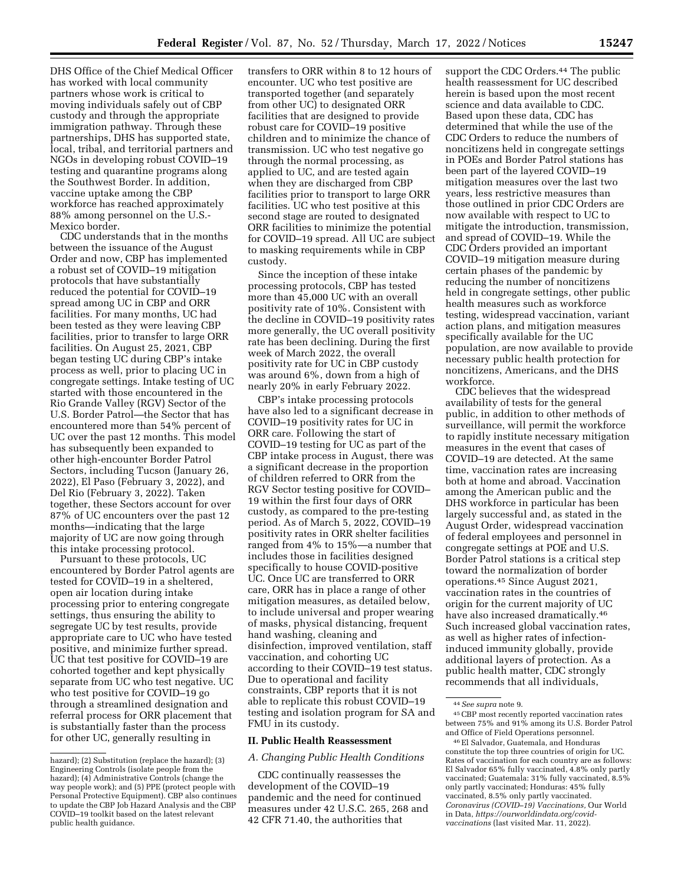DHS Office of the Chief Medical Officer has worked with local community partners whose work is critical to moving individuals safely out of CBP custody and through the appropriate immigration pathway. Through these partnerships, DHS has supported state, local, tribal, and territorial partners and NGOs in developing robust COVID–19 testing and quarantine programs along the Southwest Border. In addition, vaccine uptake among the CBP workforce has reached approximately 88% among personnel on the U.S.-Mexico border.

CDC understands that in the months between the issuance of the August Order and now, CBP has implemented a robust set of COVID–19 mitigation protocols that have substantially reduced the potential for COVID–19 spread among UC in CBP and ORR facilities. For many months, UC had been tested as they were leaving CBP facilities, prior to transfer to large ORR facilities. On August 25, 2021, CBP began testing UC during CBP's intake process as well, prior to placing UC in congregate settings. Intake testing of UC started with those encountered in the Rio Grande Valley (RGV) Sector of the U.S. Border Patrol—the Sector that has encountered more than 54% percent of UC over the past 12 months. This model has subsequently been expanded to other high-encounter Border Patrol Sectors, including Tucson (January 26, 2022), El Paso (February 3, 2022), and Del Rio (February 3, 2022). Taken together, these Sectors account for over 87% of UC encounters over the past 12 months—indicating that the large majority of UC are now going through this intake processing protocol.

Pursuant to these protocols, UC encountered by Border Patrol agents are tested for COVID–19 in a sheltered, open air location during intake processing prior to entering congregate settings, thus ensuring the ability to segregate UC by test results, provide appropriate care to UC who have tested positive, and minimize further spread. UC that test positive for COVID–19 are cohorted together and kept physically separate from UC who test negative. UC who test positive for COVID–19 go through a streamlined designation and referral process for ORR placement that is substantially faster than the process for other UC, generally resulting in transfers to ORR within 8 to 12 hours of encounter. UC who test positive are transported together (and separately from other UC) to designated ORR facilities that are designed to provide robust care for COVID–19 positive children and to minimize the chance of transmission. UC who test negative go through the normal processing, as applied to UC, and are tested again when they are discharged from CBP facilities prior to transport to large ORR facilities. UC who test positive at this second stage are routed to designated ORR facilities to minimize the potential for COVID–19 spread. All UC are subject to masking requirements while in CBP custody.

Since the inception of these intake processing protocols, CBP has tested more than 45,000 UC with an overall positivity rate of 10%. Consistent with the decline in COVID–19 positivity rates more generally, the UC overall positivity rate has been declining. During the first week of March 2022, the overall positivity rate for UC in CBP custody was around 6%, down from a high of nearly 20% in early February 2022.

CBP's intake processing protocols have also led to a significant decrease in COVID–19 positivity rates for UC in ORR care. Following the start of COVID–19 testing for UC as part of the CBP intake process in August, there was a significant decrease in the proportion of children referred to ORR from the RGV Sector testing positive for COVID–19 within the first four days of ORR custody, as compared to the pre-testing period. As of March 5, 2022, COVID–19 positivity rates in ORR shelter facilities ranged from 4% to 15%—a number that includes those in facilities designed specifically to house COVID-positive UC. Once UC are transferred to ORR care, ORR has in place a range of other mitigation measures, as detailed below, to include universal and proper wearing of masks, physical distancing, frequent hand washing, cleaning and disinfection, improved ventilation, staff vaccination, and cohorting UC according to their COVID–19 test status. Due to operational and facility constraints, CBP reports that it is not able to replicate this robust COVID–19 testing and isolation program for SA and FMU in its custody.

## II. Public Health Reassessment

### *A. Changing Public Health Conditions*

CDC continually reassesses the development of the COVID–19 pandemic and the need for continued measures under 42 U.S.C. 265, 268 and 42 CFR 71.40, the authorities that support the CDC Orders.[44] The public health reassessment for UC described herein is based upon the most recent science and data available to CDC. Based upon these data, CDC has determined that while the use of the CDC Orders to reduce the numbers of noncitizens held in congregate settings in POEs and Border Patrol stations has been part of the layered COVID–19 mitigation measures over the last two years, less restrictive measures than those outlined in prior CDC Orders are now available with respect to UC to mitigate the introduction, transmission, and spread of COVID–19. While the CDC Orders provided an important COVID–19 mitigation measure during certain phases of the pandemic by reducing the number of noncitizens held in congregate settings, other public health measures such as workforce testing, widespread vaccination, variant action plans, and mitigation measures specifically available for the UC population, are now available to provide necessary public health protection for noncitizens, Americans, and the DHS workforce.

CDC believes that the widespread availability of tests for the general public, in addition to other methods of surveillance, will permit the workforce to rapidly institute necessary mitigation measures in the event that cases of COVID–19 are detected. At the same time, vaccination rates are increasing both at home and abroad. Vaccination among the American public and the DHS workforce in particular has been largely successful and, as stated in the August Order, widespread vaccination of federal employees and personnel in congregate settings at POE and U.S. Border Patrol stations is a critical step toward the normalization of border operations.[45] Since August 2021, vaccination rates in the countries of origin for the current majority of UC have also increased dramatically.[46] Such increased global vaccination rates, as well as higher rates of infection-induced immunity globally, provide additional layers of protection. As a public health matter, CDC strongly recommends that all individuals,

---

hazard); (2) Substitution (replace the hazard); (3) Engineering Controls (isolate people from the hazard); (4) Administrative Controls (change the way people work); and (5) PPE (protect people with Personal Protective Equipment). CBP also continues to update the CBP Job Hazard Analysis and the CBP COVID–19 toolkit based on the latest relevant public health guidance.

[44] *See supra* note 9.

[45] CBP most recently reported vaccination rates between 75% and 91% among its U.S. Border Patrol and Office of Field Operations personnel.

[46] El Salvador, Guatemala, and Honduras constitute the top three countries of origin for UC. Rates of vaccination for each country are as follows: El Salvador 65% fully vaccinated, 4.8% only partly vaccinated; Guatemala: 31% fully vaccinated, 8.5% only partly vaccinated; Honduras: 45% fully vaccinated, 8.5% only partly vaccinated. *Coronavirus (COVID–19) Vaccinations,* Our World in Data, *https://ourworldindata.org/covid-vaccinations* (last visited Mar. 11, 2022).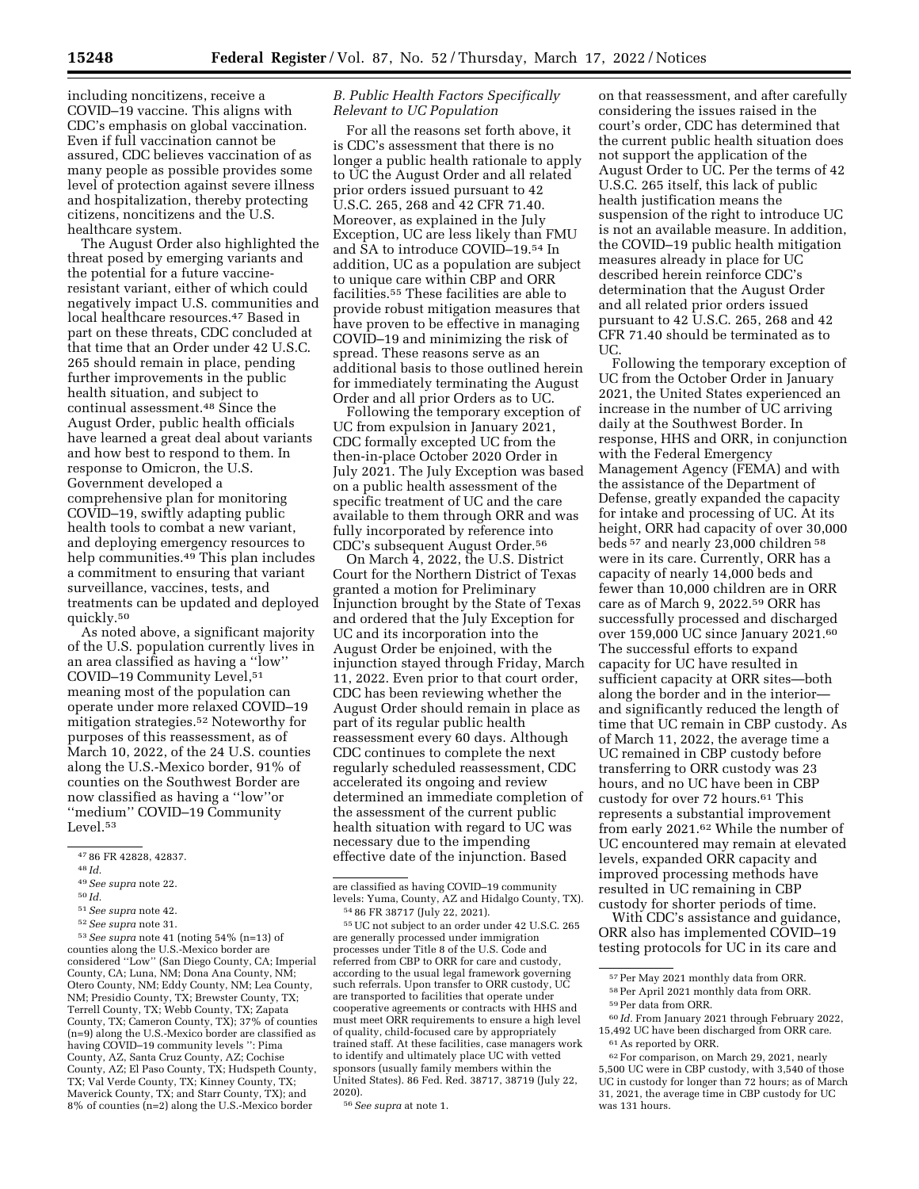including noncitizens, receive a COVID–19 vaccine. This aligns with CDC's emphasis on global vaccination. Even if full vaccination cannot be assured, CDC believes vaccination of as many people as possible provides some level of protection against severe illness and hospitalization, thereby protecting citizens, noncitizens and the U.S. healthcare system.

The August Order also highlighted the threat posed by emerging variants and the potential for a future vaccine-resistant variant, either of which could negatively impact U.S. communities and local healthcare resources.[47] Based in part on these threats, CDC concluded at that time that an Order under 42 U.S.C. 265 should remain in place, pending further improvements in the public health situation, and subject to continual assessment.[48] Since the August Order, public health officials have learned a great deal about variants and how best to respond to them. In response to Omicron, the U.S. Government developed a comprehensive plan for monitoring COVID–19, swiftly adapting public health tools to combat a new variant, and deploying emergency resources to help communities.[49] This plan includes a commitment to ensuring that variant surveillance, vaccines, tests, and treatments can be updated and deployed quickly.[50]

As noted above, a significant majority of the U.S. population currently lives in an area classified as having a ''low'' COVID–19 Community Level,[51] meaning most of the population can operate under more relaxed COVID–19 mitigation strategies.[52] Noteworthy for purposes of this reassessment, as of March 10, 2022, of the 24 U.S. counties along the U.S.-Mexico border, 91% of counties on the Southwest Border are now classified as having a ''low''or ''medium'' COVID–19 Community Level.[53]

### *B. Public Health Factors Specifically Relevant to UC Population*

For all the reasons set forth above, it is CDC's assessment that there is no longer a public health rationale to apply to UC the August Order and all related prior orders issued pursuant to 42 U.S.C. 265, 268 and 42 CFR 71.40. Moreover, as explained in the July Exception, UC are less likely than FMU and SA to introduce COVID–19.[54] In addition, UC as a population are subject to unique care within CBP and ORR facilities.[55] These facilities are able to provide robust mitigation measures that have proven to be effective in managing COVID–19 and minimizing the risk of spread. These reasons serve as an additional basis to those outlined herein for immediately terminating the August Order and all prior Orders as to UC.

Following the temporary exception of UC from expulsion in January 2021, CDC formally excepted UC from the then-in-place October 2020 Order in July 2021. The July Exception was based on a public health assessment of the specific treatment of UC and the care available to them through ORR and was fully incorporated by reference into CDC's subsequent August Order.[56]

On March 4, 2022, the U.S. District Court for the Northern District of Texas granted a motion for Preliminary Injunction brought by the State of Texas and ordered that the July Exception for UC and its incorporation into the August Order be enjoined, with the injunction stayed through Friday, March 11, 2022. Even prior to that court order, CDC has been reviewing whether the August Order should remain in place as part of its regular public health reassessment every 60 days. Although CDC continues to complete the next regularly scheduled reassessment, CDC accelerated its ongoing and review determined an immediate completion of the assessment of the current public health situation with regard to UC was necessary due to the impending effective date of the injunction. Based on that reassessment, and after carefully considering the issues raised in the court's order, CDC has determined that the current public health situation does not support the application of the August Order to UC. Per the terms of 42 U.S.C. 265 itself, this lack of public health justification means the suspension of the right to introduce UC is not an available measure. In addition, the COVID–19 public health mitigation measures already in place for UC described herein reinforce CDC's determination that the August Order and all related prior orders issued pursuant to 42 U.S.C. 265, 268 and 42 CFR 71.40 should be terminated as to UC.

Following the temporary exception of UC from the October Order in January 2021, the United States experienced an increase in the number of UC arriving daily at the Southwest Border. In response, HHS and ORR, in conjunction with the Federal Emergency Management Agency (FEMA) and with the assistance of the Department of Defense, greatly expanded the capacity for intake and processing of UC. At its height, ORR had capacity of over 30,000 beds[57] and nearly 23,000 children[58] were in its care. Currently, ORR has a capacity of nearly 14,000 beds and fewer than 10,000 children are in ORR care as of March 9, 2022.[59] ORR has successfully processed and discharged over 159,000 UC since January 2021.[60] The successful efforts to expand capacity for UC have resulted in sufficient capacity at ORR sites—both along the border and in the interior—and significantly reduced the length of time that UC remain in CBP custody. As of March 11, 2022, the average time a UC remained in CBP custody before transferring to ORR custody was 23 hours, and no UC have been in CBP custody for over 72 hours.[61] This represents a substantial improvement from early 2021.[62] While the number of UC encountered may remain at elevated levels, expanded ORR capacity and improved processing methods have resulted in UC remaining in CBP custody for shorter periods of time.

With CDC's assistance and guidance, ORR also has implemented COVID–19 testing protocols for UC in its care and

---

[47] 86 FR 42828, 42837.

[48] *Id.*

[49] *See supra* note 22.

[50] *Id.*

[51] *See supra* note 42.

[52] *See supra* note 31.

[53] *See supra* note 41 (noting 54% (n=13) of counties along the U.S.-Mexico border are considered ''Low'' (San Diego County, CA; Imperial County, CA; Luna, NM; Dona Ana County, NM; Otero County, NM; Eddy County, NM; Lea County, NM; Presidio County, TX; Brewster County, TX; Terrell County, TX; Webb County, TX; Zapata County, TX; Cameron County, TX); 37% of counties (n=9) along the U.S.-Mexico border are classified as having COVID–19 community levels '': Pima County, AZ, Santa Cruz County, AZ; Cochise County, AZ; El Paso County, TX; Hudspeth County, TX; Val Verde County, TX; Kinney County, TX; Maverick County, TX; and Starr County, TX); and 8% of counties (n=2) along the U.S.-Mexico border are classified as having COVID–19 community levels: Yuma, County, AZ and Hidalgo County, TX).

[54] 86 FR 38717 (July 22, 2021).

[55] UC not subject to an order under 42 U.S.C. 265 are generally processed under immigration processes under Title 8 of the U.S. Code and referred from CBP to ORR for care and custody, according to the usual legal framework governing such referrals. Upon transfer to ORR custody, UC are transported to facilities that operate under cooperative agreements or contracts with HHS and must meet ORR requirements to ensure a high level of quality, child-focused care by appropriately trained staff. At these facilities, case managers work to identify and ultimately place UC with vetted sponsors (usually family members within the United States). 86 Fed. Red. 38717, 38719 (July 22, 2020).

[56] *See supra* at note 1.

[57] Per May 2021 monthly data from ORR.

[58] Per April 2021 monthly data from ORR.

[59] Per data from ORR.

[60] *Id.* From January 2021 through February 2022, 15,492 UC have been discharged from ORR care.

[61] As reported by ORR.

[62] For comparison, on March 29, 2021, nearly 5,500 UC were in CBP custody, with 3,540 of those UC in custody for longer than 72 hours; as of March 31, 2021, the average time in CBP custody for UC was 131 hours.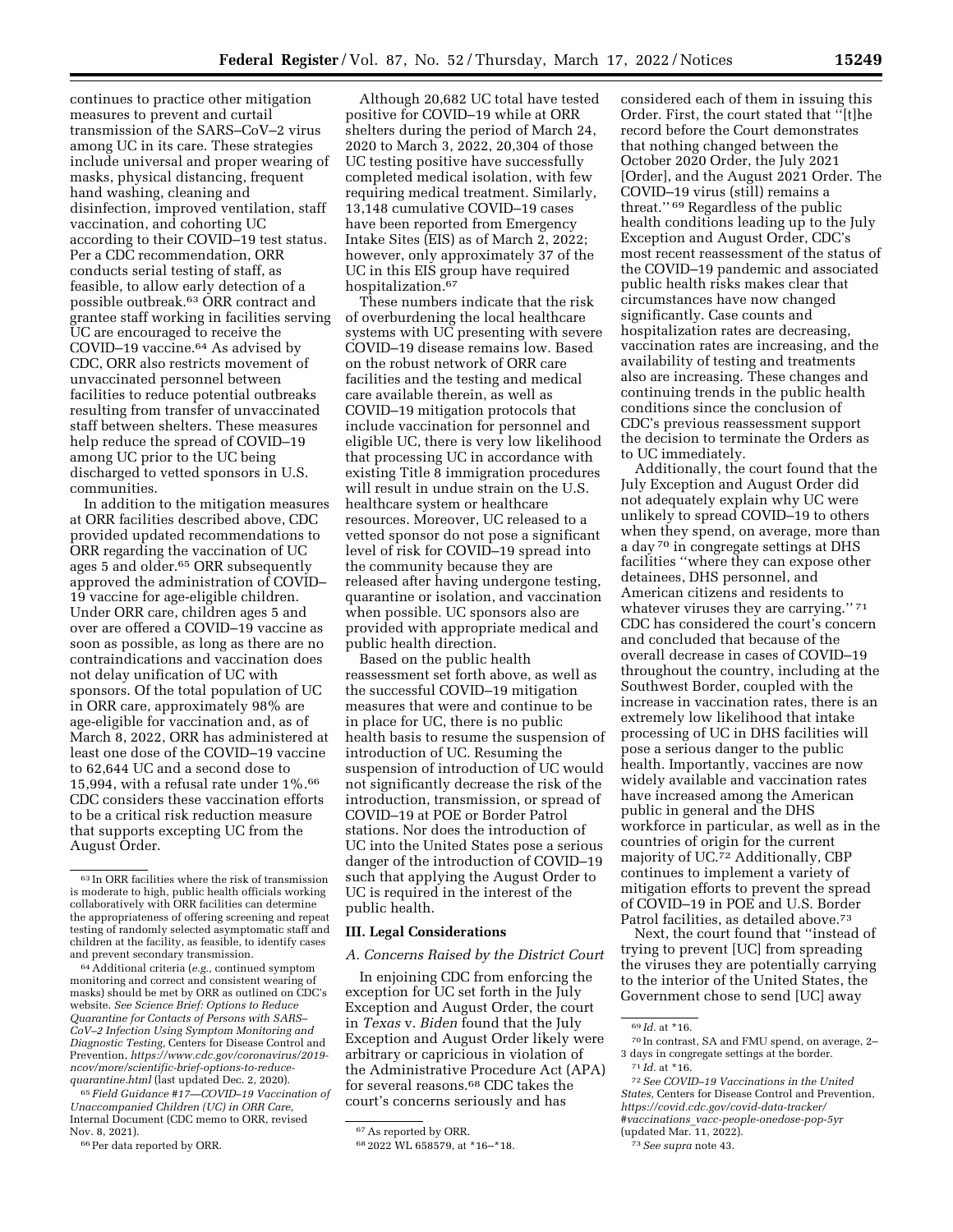continues to practice other mitigation measures to prevent and curtail transmission of the SARS–CoV–2 virus among UC in its care. These strategies include universal and proper wearing of masks, physical distancing, frequent hand washing, cleaning and disinfection, improved ventilation, staff vaccination, and cohorting UC according to their COVID–19 test status. Per a CDC recommendation, ORR conducts serial testing of staff, as feasible, to allow early detection of a possible outbreak.[63] ORR contract and grantee staff working in facilities serving UC are encouraged to receive the COVID–19 vaccine.[64] As advised by CDC, ORR also restricts movement of unvaccinated personnel between facilities to reduce potential outbreaks resulting from transfer of unvaccinated staff between shelters. These measures help reduce the spread of COVID–19 among UC prior to the UC being discharged to vetted sponsors in U.S. communities.

In addition to the mitigation measures at ORR facilities described above, CDC provided updated recommendations to ORR regarding the vaccination of UC ages 5 and older.[65] ORR subsequently approved the administration of COVID–19 vaccine for age-eligible children. Under ORR care, children ages 5 and over are offered a COVID–19 vaccine as soon as possible, as long as there are no contraindications and vaccination does not delay unification of UC with sponsors. Of the total population of UC in ORR care, approximately 98% are age-eligible for vaccination and, as of March 8, 2022, ORR has administered at least one dose of the COVID–19 vaccine to 62,644 UC and a second dose to 15,994, with a refusal rate under 1%.[66] CDC considers these vaccination efforts to be a critical risk reduction measure that supports excepting UC from the August Order.

Although 20,682 UC total have tested positive for COVID–19 while at ORR shelters during the period of March 24, 2020 to March 3, 2022, 20,304 of those UC testing positive have successfully completed medical isolation, with few requiring medical treatment. Similarly, 13,148 cumulative COVID–19 cases have been reported from Emergency Intake Sites (EIS) as of March 2, 2022; however, only approximately 37 of the UC in this EIS group have required hospitalization.[67]

These numbers indicate that the risk of overburdening the local healthcare systems with UC presenting with severe COVID–19 disease remains low. Based on the robust network of ORR care facilities and the testing and medical care available therein, as well as COVID–19 mitigation protocols that include vaccination for personnel and eligible UC, there is very low likelihood that processing UC in accordance with existing Title 8 immigration procedures will result in undue strain on the U.S. healthcare system or healthcare resources. Moreover, UC released to a vetted sponsor do not pose a significant level of risk for COVID–19 spread into the community because they are released after having undergone testing, quarantine or isolation, and vaccination when possible. UC sponsors also are provided with appropriate medical and public health direction.

Based on the public health reassessment set forth above, as well as the successful COVID–19 mitigation measures that were and continue to be in place for UC, there is no public health basis to resume the suspension of introduction of UC. Resuming the suspension of introduction of UC would not significantly decrease the risk of the introduction, transmission, or spread of COVID–19 at POE or Border Patrol stations. Nor does the introduction of UC into the United States pose a serious danger of the introduction of COVID–19 such that applying the August Order to UC is required in the interest of the public health.

## III. Legal Considerations

### *A. Concerns Raised by the District Court*

In enjoining CDC from enforcing the exception for UC set forth in the July Exception and August Order, the court in *Texas* v. *Biden* found that the July Exception and August Order likely were arbitrary or capricious in violation of the Administrative Procedure Act (APA) for several reasons.[68] CDC takes the court's concerns seriously and has considered each of them in issuing this Order. First, the court stated that ''[t]he record before the Court demonstrates that nothing changed between the October 2020 Order, the July 2021 [Order], and the August 2021 Order. The COVID–19 virus (still) remains a threat.'' [69] Regardless of the public health conditions leading up to the July Exception and August Order, CDC's most recent reassessment of the status of the COVID–19 pandemic and associated public health risks makes clear that circumstances have now changed significantly. Case counts and hospitalization rates are decreasing, vaccination rates are increasing, and the availability of testing and treatments also are increasing. These changes and continuing trends in the public health conditions since the conclusion of CDC's previous reassessment support the decision to terminate the Orders as to UC immediately.

Additionally, the court found that the July Exception and August Order did not adequately explain why UC were unlikely to spread COVID–19 to others when they spend, on average, more than a day [70] in congregate settings at DHS facilities ''where they can expose other detainees, DHS personnel, and American citizens and residents to whatever viruses they are carrying.'' [71] CDC has considered the court's concern and concluded that because of the overall decrease in cases of COVID–19 throughout the country, including at the Southwest Border, coupled with the increase in vaccination rates, there is an extremely low likelihood that intake processing of UC in DHS facilities will pose a serious danger to the public health. Importantly, vaccines are now widely available and vaccination rates have increased among the American public in general and the DHS workforce in particular, as well as in the countries of origin for the current majority of UC.[72] Additionally, CBP continues to implement a variety of mitigation efforts to prevent the spread of COVID–19 in POE and U.S. Border Patrol facilities, as detailed above.[73]

Next, the court found that ''instead of trying to prevent [UC] from spreading the viruses they are potentially carrying to the interior of the United States, the Government chose to send [UC] away

---

[63] In ORR facilities where the risk of transmission is moderate to high, public health officials working collaboratively with ORR facilities can determine the appropriateness of offering screening and repeat testing of randomly selected asymptomatic staff and children at the facility, as feasible, to identify cases and prevent secondary transmission.

[64] Additional criteria (*e.g.,* continued symptom monitoring and correct and consistent wearing of masks) should be met by ORR as outlined on CDC's website. *See Science Brief: Options to Reduce Quarantine for Contacts of Persons with SARS–CoV–2 Infection Using Symptom Monitoring and Diagnostic Testing,* Centers for Disease Control and Prevention, *https://www.cdc.gov/coronavirus/2019-ncov/more/scientific-brief-options-to-reduce-quarantine.html* (last updated Dec. 2, 2020).

[65] *Field Guidance #17—COVID–19 Vaccination of Unaccompanied Children (UC) in ORR Care,* Internal Document (CDC memo to ORR, revised Nov. 8, 2021).

[66] Per data reported by ORR.

[67] As reported by ORR.

[68] 2022 WL 658579, at *16–*18.

[69] *Id.* at *16.

[70] In contrast, SA and FMU spend, on average, 2–3 days in congregate settings at the border.

[71] *Id.* at *16.

[72] *See COVID–19 Vaccinations in the United States,* Centers for Disease Control and Prevention, *https://covid.cdc.gov/covid-data-tracker/#vaccinations_vacc-people-onedose-pop-5yr* (updated Mar. 11, 2022).

[73] *See supra* note 43.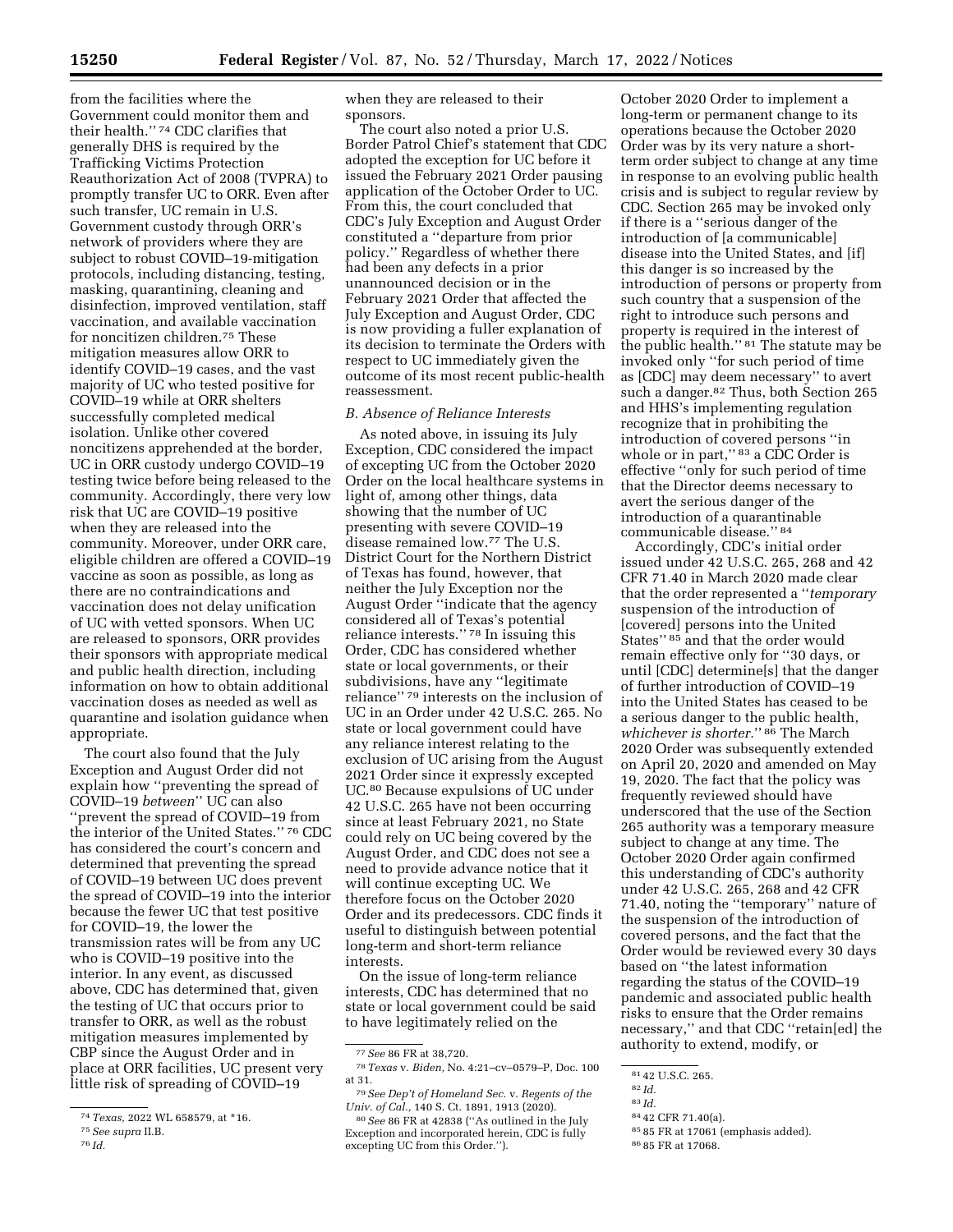from the facilities where the Government could monitor them and their health." [74] CDC clarifies that generally DHS is required by the Trafficking Victims Protection Reauthorization Act of 2008 (TVPRA) to promptly transfer UC to ORR. Even after such transfer, UC remain in U.S. Government custody through ORR's network of providers where they are subject to robust COVID–19-mitigation protocols, including distancing, testing, masking, quarantining, cleaning and disinfection, improved ventilation, staff vaccination, and available vaccination for noncitizen children.[75] These mitigation measures allow ORR to identify COVID–19 cases, and the vast majority of UC who tested positive for COVID–19 while at ORR shelters successfully completed medical isolation. Unlike other covered noncitizens apprehended at the border, UC in ORR custody undergo COVID–19 testing twice before being released to the community. Accordingly, there very low risk that UC are COVID–19 positive when they are released into the community. Moreover, under ORR care, eligible children are offered a COVID–19 vaccine as soon as possible, as long as there are no contraindications and vaccination does not delay unification of UC with vetted sponsors. When UC are released to sponsors, ORR provides their sponsors with appropriate medical and public health direction, including information on how to obtain additional vaccination doses as needed as well as quarantine and isolation guidance when appropriate.

The court also found that the July Exception and August Order did not explain how "preventing the spread of COVID–19 *between*" UC can also "prevent the spread of COVID–19 from the interior of the United States." [76] CDC has considered the court's concern and determined that preventing the spread of COVID–19 between UC does prevent the spread of COVID–19 into the interior because the fewer UC that test positive for COVID–19, the lower the transmission rates will be from any UC who is COVID–19 positive into the interior. In any event, as discussed above, CDC has determined that, given the testing of UC that occurs prior to transfer to ORR, as well as the robust mitigation measures implemented by CBP since the August Order and in place at ORR facilities, UC present very little risk of spreading of COVID–19 when they are released to their sponsors.

The court also noted a prior U.S. Border Patrol Chief's statement that CDC adopted the exception for UC before it issued the February 2021 Order pausing application of the October Order to UC. From this, the court concluded that CDC's July Exception and August Order constituted a "departure from prior policy." Regardless of whether there had been any defects in a prior unannounced decision or in the February 2021 Order that affected the July Exception and August Order, CDC is now providing a fuller explanation of its decision to terminate the Orders with respect to UC immediately given the outcome of its most recent public-health reassessment.

### *B. Absence of Reliance Interests*

As noted above, in issuing its July Exception, CDC considered the impact of excepting UC from the October 2020 Order on the local healthcare systems in light of, among other things, data showing that the number of UC presenting with severe COVID–19 disease remained low.[77] The U.S. District Court for the Northern District of Texas has found, however, that neither the July Exception nor the August Order "indicate that the agency considered all of Texas's potential reliance interests." [78] In issuing this Order, CDC has considered whether state or local governments, or their subdivisions, have any "legitimate reliance" [79] interests on the inclusion of UC in an Order under 42 U.S.C. 265. No state or local government could have any reliance interest relating to the exclusion of UC arising from the August 2021 Order since it expressly excepted UC.[80] Because expulsions of UC under 42 U.S.C. 265 have not been occurring since at least February 2021, no State could rely on UC being covered by the August Order, and CDC does not see a need to provide advance notice that it will continue excepting UC. We therefore focus on the October 2020 Order and its predecessors. CDC finds it useful to distinguish between potential long-term and short-term reliance interests.

On the issue of long-term reliance interests, CDC has determined that no state or local government could be said to have legitimately relied on the October 2020 Order to implement a long-term or permanent change to its operations because the October 2020 Order was by its very nature a short-term order subject to change at any time in response to an evolving public health crisis and is subject to regular review by CDC. Section 265 may be invoked only if there is a "serious danger of the introduction of [a communicable] disease into the United States, and [if] this danger is so increased by the introduction of persons or property from such country that a suspension of the right to introduce such persons and property is required in the interest of the public health." [81] The statute may be invoked only "for such period of time as [CDC] may deem necessary" to avert such a danger.[82] Thus, both Section 265 and HHS's implementing regulation recognize that in prohibiting the introduction of covered persons "in whole or in part," [83] a CDC Order is effective "only for such period of time that the Director deems necessary to avert the serious danger of the introduction of a quarantinable communicable disease." [84]

Accordingly, CDC's initial order issued under 42 U.S.C. 265, 268 and 42 CFR 71.40 in March 2020 made clear that the order represented a "*temporary* suspension of the introduction of [covered] persons into the United States" [85] and that the order would remain effective only for "30 days, or until [CDC] determine[s] that the danger of further introduction of COVID–19 into the United States has ceased to be a serious danger to the public health, *whichever is shorter.*" [86] The March 2020 Order was subsequently extended on April 20, 2020 and amended on May 19, 2020. The fact that the policy was frequently reviewed should have underscored that the use of the Section 265 authority was a temporary measure subject to change at any time. The October 2020 Order again confirmed this understanding of CDC's authority under 42 U.S.C. 265, 268 and 42 CFR 71.40, noting the "temporary" nature of the suspension of the introduction of covered persons, and the fact that the Order would be reviewed every 30 days based on "the latest information regarding the status of the COVID–19 pandemic and associated public health risks to ensure that the Order remains necessary," and that CDC "retain[ed] the authority to extend, modify, or

---

[74] *Texas,* 2022 WL 658579, at *16.

[75] *See supra* II.B.

[76] *Id.*

[77] *See* 86 FR at 38,720.

[78] *Texas* v. *Biden,* No. 4:21–cv–0579–P, Doc. 100 at 31.

[79] *See Dep't of Homeland Sec.* v. *Regents of the Univ. of Cal.,* 140 S. Ct. 1891, 1913 (2020).

[80] *See* 86 FR at 42838 ("As outlined in the July Exception and incorporated herein, CDC is fully excepting UC from this Order.").

[81] 42 U.S.C. 265.

[82] *Id.*

[83] *Id.*

[84] 42 CFR 71.40(a).

[85] 85 FR at 17061 (emphasis added).

[86] 85 FR at 17068.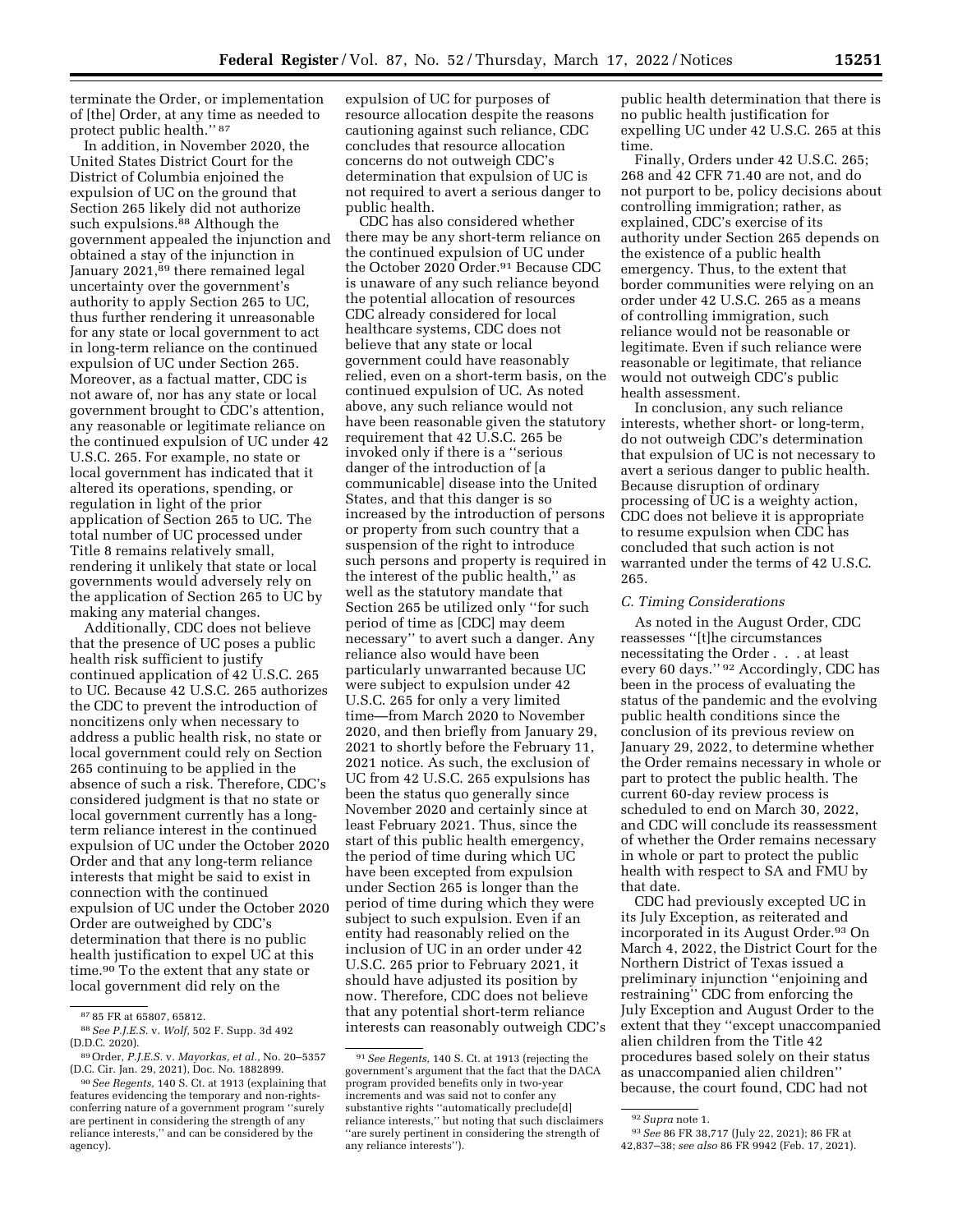terminate the Order, or implementation of [the] Order, at any time as needed to protect public health.'' [87]

In addition, in November 2020, the United States District Court for the District of Columbia enjoined the expulsion of UC on the ground that Section 265 likely did not authorize such expulsions.[88] Although the government appealed the injunction and obtained a stay of the injunction in January 2021,[89] there remained legal uncertainty over the government's authority to apply Section 265 to UC, thus further rendering it unreasonable for any state or local government to act in long-term reliance on the continued expulsion of UC under Section 265. Moreover, as a factual matter, CDC is not aware of, nor has any state or local government brought to CDC's attention, any reasonable or legitimate reliance on the continued expulsion of UC under 42 U.S.C. 265. For example, no state or local government has indicated that it altered its operations, spending, or regulation in light of the prior application of Section 265 to UC. The total number of UC processed under Title 8 remains relatively small, rendering it unlikely that state or local governments would adversely rely on the application of Section 265 to UC by making any material changes.

Additionally, CDC does not believe that the presence of UC poses a public health risk sufficient to justify continued application of 42 U.S.C. 265 to UC. Because 42 U.S.C. 265 authorizes the CDC to prevent the introduction of noncitizens only when necessary to address a public health risk, no state or local government could rely on Section 265 continuing to be applied in the absence of such a risk. Therefore, CDC's considered judgment is that no state or local government currently has a long-term reliance interest in the continued expulsion of UC under the October 2020 Order and that any long-term reliance interests that might be said to exist in connection with the continued expulsion of UC under the October 2020 Order are outweighed by CDC's determination that there is no public health justification to expel UC at this time.[90] To the extent that any state or local government did rely on the expulsion of UC for purposes of resource allocation despite the reasons cautioning against such reliance, CDC concludes that resource allocation concerns do not outweigh CDC's determination that expulsion of UC is not required to avert a serious danger to public health.

CDC has also considered whether there may be any short-term reliance on the continued expulsion of UC under the October 2020 Order.[91] Because CDC is unaware of any such reliance beyond the potential allocation of resources CDC already considered for local healthcare systems, CDC does not believe that any state or local government could have reasonably relied, even on a short-term basis, on the continued expulsion of UC. As noted above, any such reliance would not have been reasonable given the statutory requirement that 42 U.S.C. 265 be invoked only if there is a ''serious danger of the introduction of [a communicable] disease into the United States, and that this danger is so increased by the introduction of persons or property from such country that a suspension of the right to introduce such persons and property is required in the interest of the public health,'' as well as the statutory mandate that Section 265 be utilized only ''for such period of time as [CDC] may deem necessary'' to avert such a danger. Any reliance also would have been particularly unwarranted because UC were subject to expulsion under 42 U.S.C. 265 for only a very limited time—from March 2020 to November 2020, and then briefly from January 29, 2021 to shortly before the February 11, 2021 notice. As such, the exclusion of UC from 42 U.S.C. 265 expulsions has been the status quo generally since November 2020 and certainly since at least February 2021. Thus, since the start of this public health emergency, the period of time during which UC have been excepted from expulsion under Section 265 is longer than the period of time during which they were subject to such expulsion. Even if an entity had reasonably relied on the inclusion of UC in an order under 42 U.S.C. 265 prior to February 2021, it should have adjusted its position by now. Therefore, CDC does not believe that any potential short-term reliance interests can reasonably outweigh CDC's public health determination that there is no public health justification for expelling UC under 42 U.S.C. 265 at this time.

Finally, Orders under 42 U.S.C. 265; 268 and 42 CFR 71.40 are not, and do not purport to be, policy decisions about controlling immigration; rather, as explained, CDC's exercise of its authority under Section 265 depends on the existence of a public health emergency. Thus, to the extent that border communities were relying on an order under 42 U.S.C. 265 as a means of controlling immigration, such reliance would not be reasonable or legitimate. Even if such reliance were reasonable or legitimate, that reliance would not outweigh CDC's public health assessment.

In conclusion, any such reliance interests, whether short- or long-term, do not outweigh CDC's determination that expulsion of UC is not necessary to avert a serious danger to public health. Because disruption of ordinary processing of UC is a weighty action, CDC does not believe it is appropriate to resume expulsion when CDC has concluded that such action is not warranted under the terms of 42 U.S.C. 265.

### *C. Timing Considerations*

As noted in the August Order, CDC reassesses ''[t]he circumstances necessitating the Order . . . at least every 60 days.'' [92] Accordingly, CDC has been in the process of evaluating the status of the pandemic and the evolving public health conditions since the conclusion of its previous review on January 29, 2022, to determine whether the Order remains necessary in whole or part to protect the public health. The current 60-day review process is scheduled to end on March 30, 2022, and CDC will conclude its reassessment of whether the Order remains necessary in whole or part to protect the public health with respect to SA and FMU by that date.

CDC had previously excepted UC in its July Exception, as reiterated and incorporated in its August Order.[93] On March 4, 2022, the District Court for the Northern District of Texas issued a preliminary injunction ''enjoining and restraining'' CDC from enforcing the July Exception and August Order to the extent that they ''except unaccompanied alien children from the Title 42 procedures based solely on their status as unaccompanied alien children'' because, the court found, CDC had not

---

[87] 85 FR at 65807, 65812.

[88] *See P.J.E.S.* v. *Wolf,* 502 F. Supp. 3d 492 (D.D.C. 2020).

[89] Order, *P.J.E.S.* v. *Mayorkas, et al.,* No. 20–5357 (D.C. Cir. Jan. 29, 2021), Doc. No. 1882899.

[90] *See Regents,* 140 S. Ct. at 1913 (explaining that features evidencing the temporary and non-rights-conferring nature of a government program ''surely are pertinent in considering the strength of any reliance interests,'' and can be considered by the agency).

[91] *See Regents,* 140 S. Ct. at 1913 (rejecting the government's argument that the fact that the DACA program provided benefits only in two-year increments and was said not to confer any substantive rights ''automatically preclude[d] reliance interests,'' but noting that such disclaimers ''are surely pertinent in considering the strength of any reliance interests'').

[92] *Supra* note 1.

[93] *See* 86 FR 38,717 (July 22, 2021); 86 FR at 42,837–38; *see also* 86 FR 9942 (Feb. 17, 2021).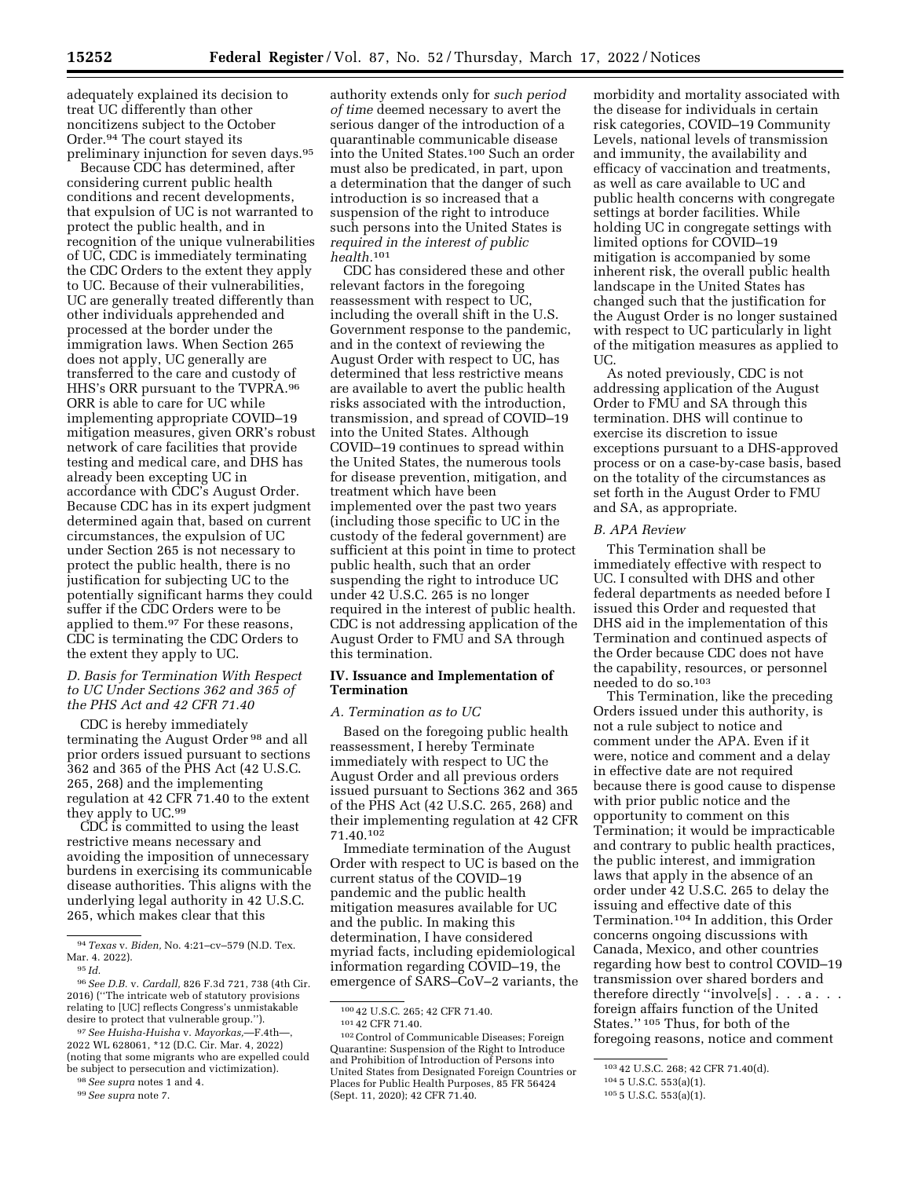adequately explained its decision to treat UC differently than other noncitizens subject to the October Order.[94] The court stayed its preliminary injunction for seven days.[95]

Because CDC has determined, after considering current public health conditions and recent developments, that expulsion of UC is not warranted to protect the public health, and in recognition of the unique vulnerabilities of UC, CDC is immediately terminating the CDC Orders to the extent they apply to UC. Because of their vulnerabilities, UC are generally treated differently than other individuals apprehended and processed at the border under the immigration laws. When Section 265 does not apply, UC generally are transferred to the care and custody of HHS's ORR pursuant to the TVPRA.[96] ORR is able to care for UC while implementing appropriate COVID–19 mitigation measures, given ORR's robust network of care facilities that provide testing and medical care, and DHS has already been excepting UC in accordance with CDC's August Order. Because CDC has in its expert judgment determined again that, based on current circumstances, the expulsion of UC under Section 265 is not necessary to protect the public health, there is no justification for subjecting UC to the potentially significant harms they could suffer if the CDC Orders were to be applied to them.[97] For these reasons, CDC is terminating the CDC Orders to the extent they apply to UC.

### D. Basis for Termination With Respect to UC Under Sections 362 and 365 of the PHS Act and 42 CFR 71.40

CDC is hereby immediately terminating the August Order [98] and all prior orders issued pursuant to sections 362 and 365 of the PHS Act (42 U.S.C. 265, 268) and the implementing regulation at 42 CFR 71.40 to the extent they apply to UC.[99]

CDC is committed to using the least restrictive means necessary and avoiding the imposition of unnecessary burdens in exercising its communicable disease authorities. This aligns with the underlying legal authority in 42 U.S.C. 265, which makes clear that this authority extends only for *such period of time* deemed necessary to avert the serious danger of the introduction of a quarantinable communicable disease into the United States.[100] Such an order must also be predicated, in part, upon a determination that the danger of such introduction is so increased that a suspension of the right to introduce such persons into the United States is *required in the interest of public health*.[101]

CDC has considered these and other relevant factors in the foregoing reassessment with respect to UC, including the overall shift in the U.S. Government response to the pandemic, and in the context of reviewing the August Order with respect to UC, has determined that less restrictive means are available to avert the public health risks associated with the introduction, transmission, and spread of COVID–19 into the United States. Although COVID–19 continues to spread within the United States, the numerous tools for disease prevention, mitigation, and treatment which have been implemented over the past two years (including those specific to UC in the custody of the federal government) are sufficient at this point in time to protect public health, such that an order suspending the right to introduce UC under 42 U.S.C. 265 is no longer required in the interest of public health. CDC is not addressing application of the August Order to FMU and SA through this termination.

## IV. Issuance and Implementation of Termination

### A. Termination as to UC

Based on the foregoing public health reassessment, I hereby Terminate immediately with respect to UC the August Order and all previous orders issued pursuant to Sections 362 and 365 of the PHS Act (42 U.S.C. 265, 268) and their implementing regulation at 42 CFR 71.40.[102]

Immediate termination of the August Order with respect to UC is based on the current status of the COVID–19 pandemic and the public health mitigation measures available for UC and the public. In making this determination, I have considered myriad facts, including epidemiological information regarding COVID–19, the emergence of SARS–CoV–2 variants, the morbidity and mortality associated with the disease for individuals in certain risk categories, COVID–19 Community Levels, national levels of transmission and immunity, the availability and efficacy of vaccination and treatments, as well as care available to UC and public health concerns with congregate settings at border facilities. While holding UC in congregate settings with limited options for COVID–19 mitigation is accompanied by some inherent risk, the overall public health landscape in the United States has changed such that the justification for the August Order is no longer sustained with respect to UC particularly in light of the mitigation measures as applied to UC.

As noted previously, CDC is not addressing application of the August Order to FMU and SA through this termination. DHS will continue to exercise its discretion to issue exceptions pursuant to a DHS-approved process or on a case-by-case basis, based on the totality of the circumstances as set forth in the August Order to FMU and SA, as appropriate.

### B. APA Review

This Termination shall be immediately effective with respect to UC. I consulted with DHS and other federal departments as needed before I issued this Order and requested that DHS aid in the implementation of this Termination and continued aspects of the Order because CDC does not have the capability, resources, or personnel needed to do so.[103]

This Termination, like the preceding Orders issued under this authority, is not a rule subject to notice and comment under the APA. Even if it were, notice and comment and a delay in effective date are not required because there is good cause to dispense with prior public notice and the opportunity to comment on this Termination; it would be impracticable and contrary to public health practices, the public interest, and immigration laws that apply in the absence of an order under 42 U.S.C. 265 to delay the issuing and effective date of this Termination.[104] In addition, this Order concerns ongoing discussions with Canada, Mexico, and other countries regarding how best to control COVID–19 transmission over shared borders and therefore directly ''involve[s] . . . a . . . foreign affairs function of the United States.'' [105] Thus, for both of the foregoing reasons, notice and comment

---

[94] *Texas* v. *Biden*, No. 4:21–cv–579 (N.D. Tex. Mar. 4. 2022).

[95] *Id.*

[96] *See D.B.* v. *Cardall*, 826 F.3d 721, 738 (4th Cir. 2016) (''The intricate web of statutory provisions relating to [UC] reflects Congress's unmistakable desire to protect that vulnerable group.'').

[97] *See Huisha-Huisha* v. *Mayorkas*,—F.4th—, 2022 WL 628061, *12 (D.C. Cir. Mar. 4, 2022) (noting that some migrants who are expelled could be subject to persecution and victimization).

[98] *See supra* notes 1 and 4.

[99] *See supra* note 7.

[100] 42 U.S.C. 265; 42 CFR 71.40.

[101] 42 CFR 71.40.

[102] Control of Communicable Diseases; Foreign Quarantine: Suspension of the Right to Introduce and Prohibition of Introduction of Persons into United States from Designated Foreign Countries or Places for Public Health Purposes, 85 FR 56424 (Sept. 11, 2020); 42 CFR 71.40.

[103] 42 U.S.C. 268; 42 CFR 71.40(d).

[104] 5 U.S.C. 553(a)(1).

[105] 5 U.S.C. 553(a)(1).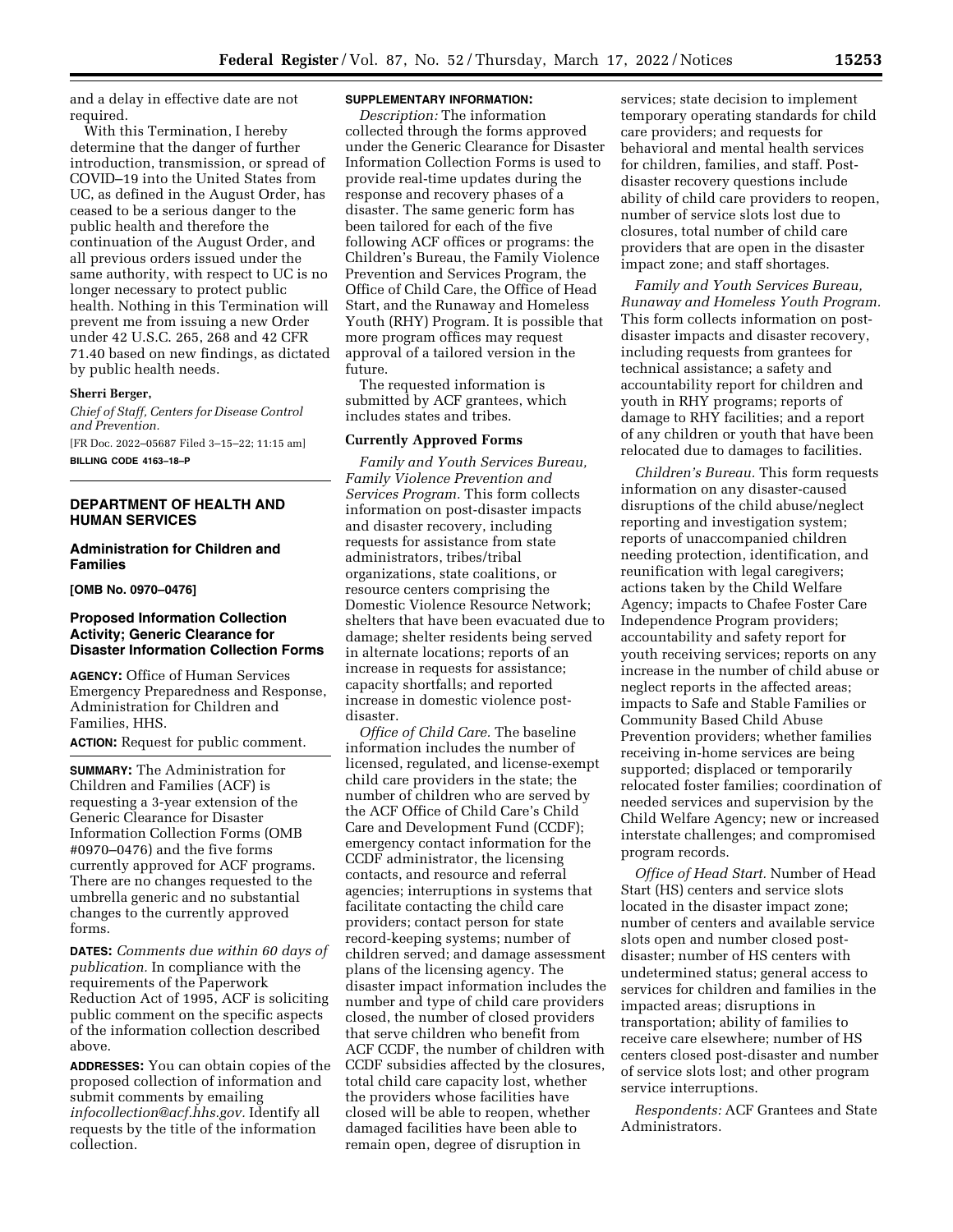and a delay in effective date are not required.

With this Termination, I hereby determine that the danger of further introduction, transmission, or spread of COVID–19 into the United States from UC, as defined in the August Order, has ceased to be a serious danger to the public health and therefore the continuation of the August Order, and all previous orders issued under the same authority, with respect to UC is no longer necessary to protect public health. Nothing in this Termination will prevent me from issuing a new Order under 42 U.S.C. 265, 268 and 42 CFR 71.40 based on new findings, as dictated by public health needs.

**Sherri Berger,**

*Chief of Staff, Centers for Disease Control and Prevention.*

[FR Doc. 2022–05687 Filed 3–15–22; 11:15 am]

**BILLING CODE 4163–18–P**

## DEPARTMENT OF HEALTH AND HUMAN SERVICES

### Administration for Children and Families

**[OMB No. 0970–0476]**

### Proposed Information Collection Activity; Generic Clearance for Disaster Information Collection Forms

**AGENCY:** Office of Human Services Emergency Preparedness and Response, Administration for Children and Families, HHS.

**ACTION:** Request for public comment.

**SUMMARY:** The Administration for Children and Families (ACF) is requesting a 3-year extension of the Generic Clearance for Disaster Information Collection Forms (OMB #0970–0476) and the five forms currently approved for ACF programs. There are no changes requested to the umbrella generic and no substantial changes to the currently approved forms.

**DATES:** *Comments due within 60 days of publication.* In compliance with the requirements of the Paperwork Reduction Act of 1995, ACF is soliciting public comment on the specific aspects of the information collection described above.

**ADDRESSES:** You can obtain copies of the proposed collection of information and submit comments by emailing *infocollection@acf.hhs.gov.* Identify all requests by the title of the information collection.

**SUPPLEMENTARY INFORMATION:**

*Description:* The information collected through the forms approved under the Generic Clearance for Disaster Information Collection Forms is used to provide real-time updates during the response and recovery phases of a disaster. The same generic form has been tailored for each of the five following ACF offices or programs: the Children's Bureau, the Family Violence Prevention and Services Program, the Office of Child Care, the Office of Head Start, and the Runaway and Homeless Youth (RHY) Program. It is possible that more program offices may request approval of a tailored version in the future.

The requested information is submitted by ACF grantees, which includes states and tribes.

### Currently Approved Forms

*Family and Youth Services Bureau, Family Violence Prevention and Services Program.* This form collects information on post-disaster impacts and disaster recovery, including requests for assistance from state administrators, tribes/tribal organizations, state coalitions, or resource centers comprising the Domestic Violence Resource Network; shelters that have been evacuated due to damage; shelter residents being served in alternate locations; reports of an increase in requests for assistance; capacity shortfalls; and reported increase in domestic violence post-disaster.

*Office of Child Care.* The baseline information includes the number of licensed, regulated, and license-exempt child care providers in the state; the number of children who are served by the ACF Office of Child Care's Child Care and Development Fund (CCDF); emergency contact information for the CCDF administrator, the licensing contacts, and resource and referral agencies; interruptions in systems that facilitate contacting the child care providers; contact person for state record-keeping systems; number of children served; and damage assessment plans of the licensing agency. The disaster impact information includes the number and type of child care providers closed, the number of closed providers that serve children who benefit from ACF CCDF, the number of children with CCDF subsidies affected by the closures, total child care capacity lost, whether the providers whose facilities have closed will be able to reopen, whether damaged facilities have been able to remain open, degree of disruption in services; state decision to implement temporary operating standards for child care providers; and requests for behavioral and mental health services for children, families, and staff. Post-disaster recovery questions include ability of child care providers to reopen, number of service slots lost due to closures, total number of child care providers that are open in the disaster impact zone; and staff shortages.

*Family and Youth Services Bureau, Runaway and Homeless Youth Program.* This form collects information on post-disaster impacts and disaster recovery, including requests from grantees for technical assistance; a safety and accountability report for children and youth in RHY programs; reports of damage to RHY facilities; and a report of any children or youth that have been relocated due to damages to facilities.

*Children's Bureau.* This form requests information on any disaster-caused disruptions of the child abuse/neglect reporting and investigation system; reports of unaccompanied children needing protection, identification, and reunification with legal caregivers; actions taken by the Child Welfare Agency; impacts to Chafee Foster Care Independence Program providers; accountability and safety report for youth receiving services; reports on any increase in the number of child abuse or neglect reports in the affected areas; impacts to Safe and Stable Families or Community Based Child Abuse Prevention providers; whether families receiving in-home services are being supported; displaced or temporarily relocated foster families; coordination of needed services and supervision by the Child Welfare Agency; new or increased interstate challenges; and compromised program records.

*Office of Head Start.* Number of Head Start (HS) centers and service slots located in the disaster impact zone; number of centers and available service slots open and number closed post-disaster; number of HS centers with undetermined status; general access to services for children and families in the impacted areas; disruptions in transportation; ability of families to receive care elsewhere; number of HS centers closed post-disaster and number of service slots lost; and other program service interruptions.

*Respondents:* ACF Grantees and State Administrators.